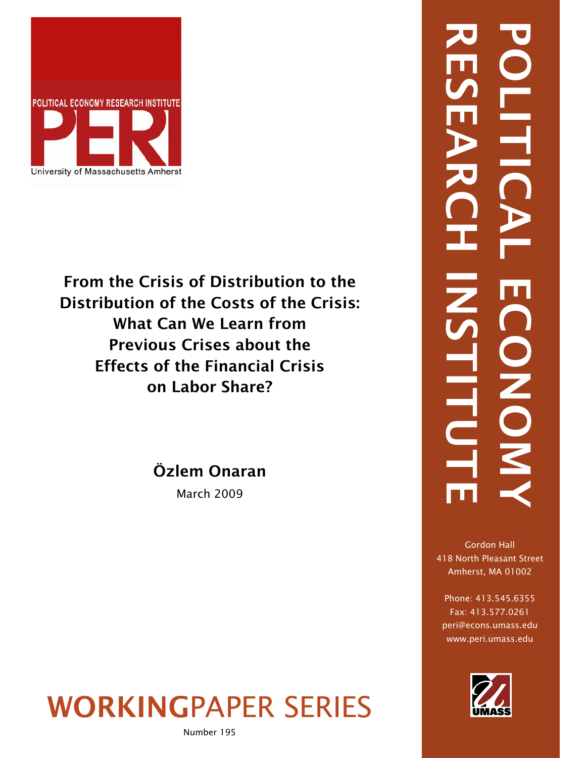POLITICAL ECONOMY RESEARCH INSTITUTE

PERI

University of Massachusetts Amherst

# From the Crisis of Distribution to the Distribution of the Costs of the Crisis: What Can We Learn from Previous Crises about the Effects of the Financial Crisis on Labor Share?

**Özlem Onaran**

March 2009

POLITICAL ECONOMY RESEARCH INSTITUTE

Gordon Hall
418 North Pleasant Street
Amherst, MA 01002

Phone: 413.545.6355
Fax: 413.577.0261
peri@econs.umass.edu
www.peri.umass.edu

UMASS

**WORKING**PAPER SERIES

Number 195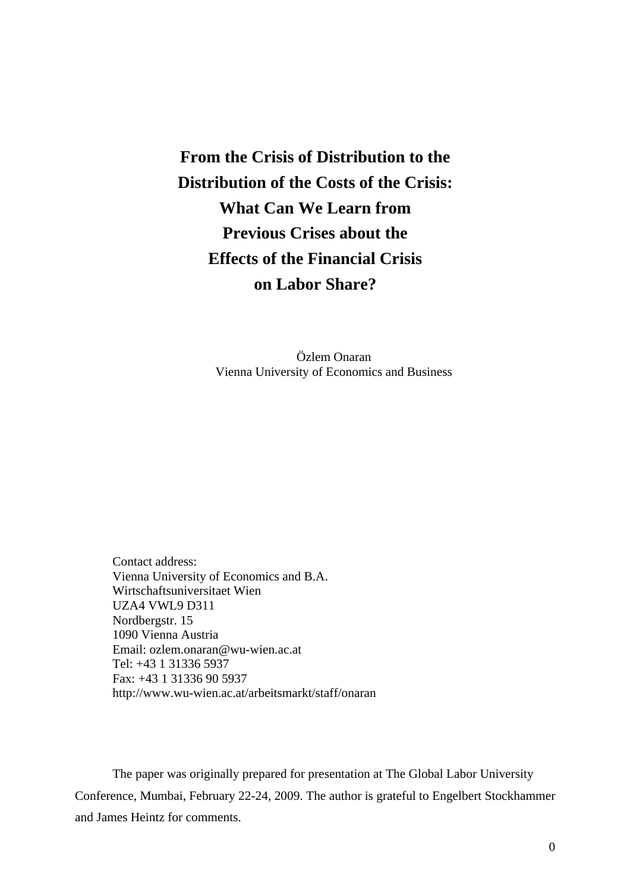# From the Crisis of Distribution to the Distribution of the Costs of the Crisis: What Can We Learn from Previous Crises about the Effects of the Financial Crisis on Labor Share?

Özlem Onaran
Vienna University of Economics and Business

Contact address:
Vienna University of Economics and B.A.
Wirtschaftsuniversitaet Wien
UZA4 VWL9 D311
Nordbergstr. 15
1090 Vienna Austria
Email: ozlem.onaran@wu-wien.ac.at
Tel: +43 1 31336 5937
Fax: +43 1 31336 90 5937
http://www.wu-wien.ac.at/arbeitsmarkt/staff/onaran

The paper was originally prepared for presentation at The Global Labor University Conference, Mumbai, February 22-24, 2009. The author is grateful to Engelbert Stockhammer and James Heintz for comments.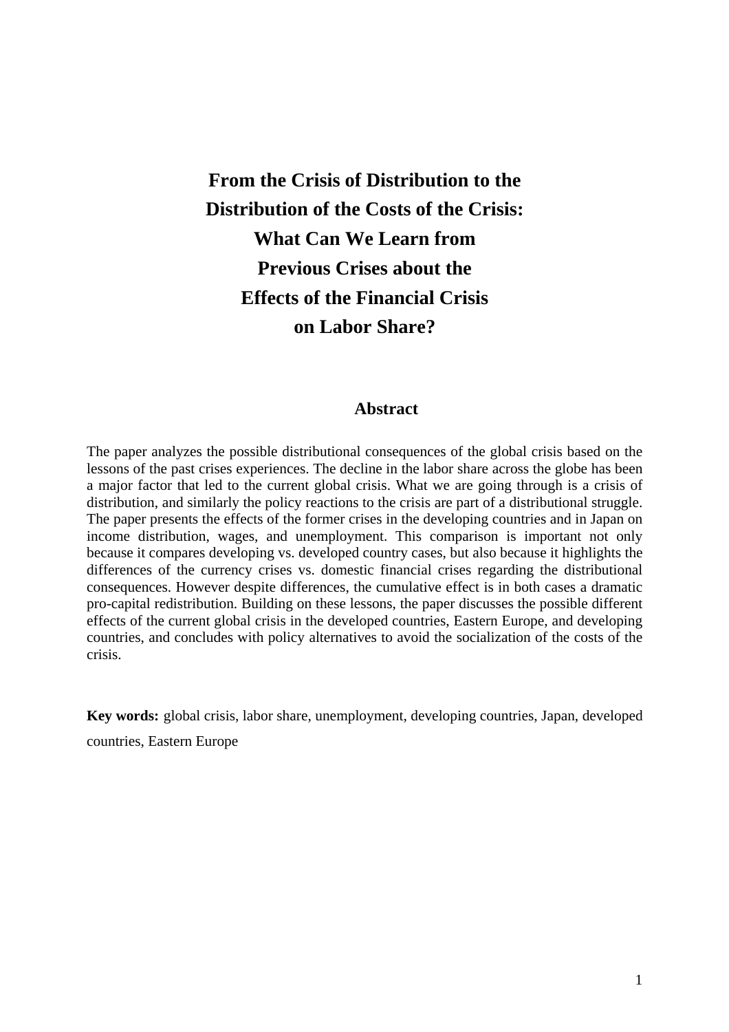# From the Crisis of Distribution to the Distribution of the Costs of the Crisis: What Can We Learn from Previous Crises about the Effects of the Financial Crisis on Labor Share?

## Abstract

The paper analyzes the possible distributional consequences of the global crisis based on the lessons of the past crises experiences. The decline in the labor share across the globe has been a major factor that led to the current global crisis. What we are going through is a crisis of distribution, and similarly the policy reactions to the crisis are part of a distributional struggle. The paper presents the effects of the former crises in the developing countries and in Japan on income distribution, wages, and unemployment. This comparison is important not only because it compares developing vs. developed country cases, but also because it highlights the differences of the currency crises vs. domestic financial crises regarding the distributional consequences. However despite differences, the cumulative effect is in both cases a dramatic pro-capital redistribution. Building on these lessons, the paper discusses the possible different effects of the current global crisis in the developed countries, Eastern Europe, and developing countries, and concludes with policy alternatives to avoid the socialization of the costs of the crisis.

**Key words:** global crisis, labor share, unemployment, developing countries, Japan, developed countries, Eastern Europe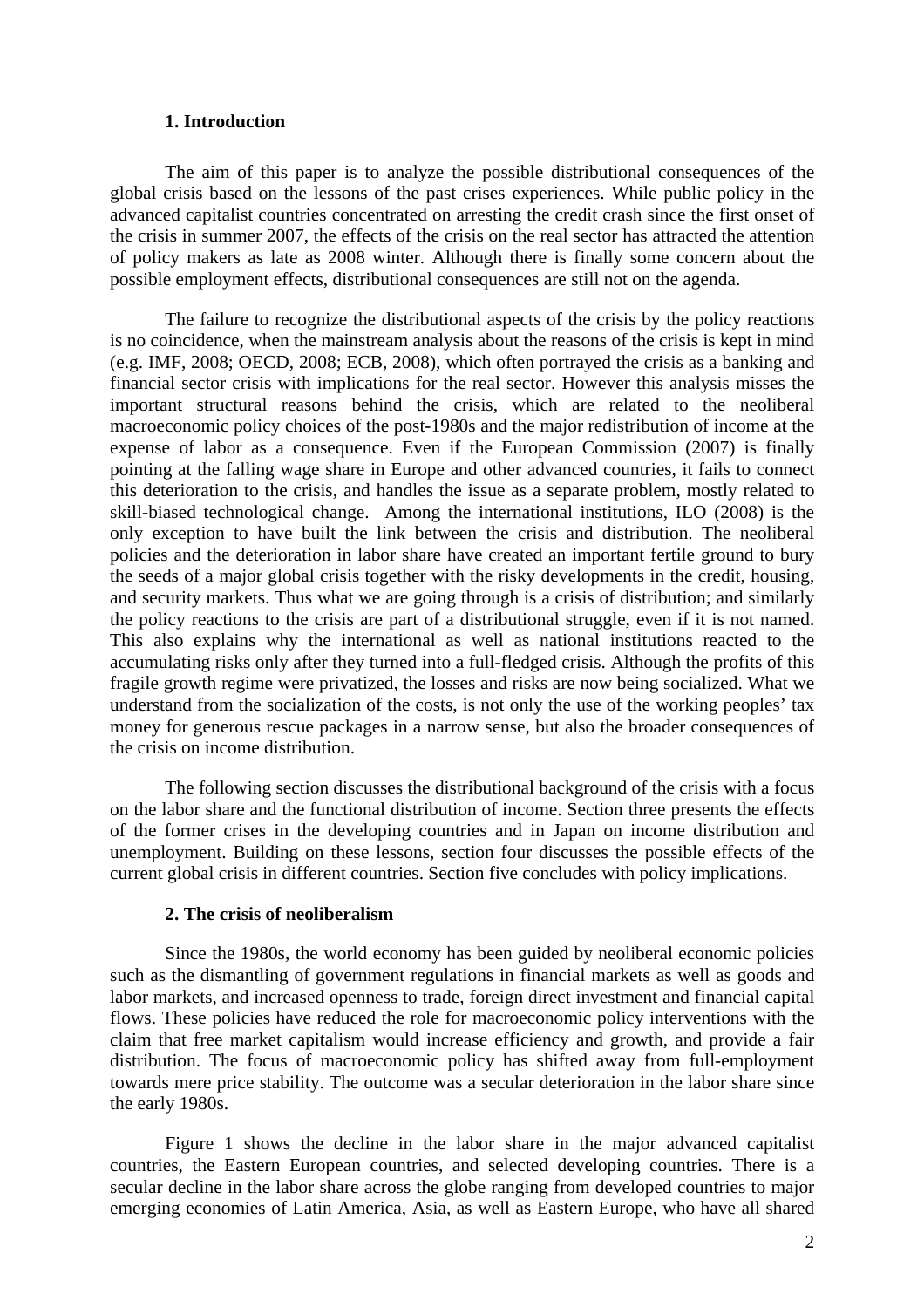## 1. Introduction

The aim of this paper is to analyze the possible distributional consequences of the global crisis based on the lessons of the past crises experiences. While public policy in the advanced capitalist countries concentrated on arresting the credit crash since the first onset of the crisis in summer 2007, the effects of the crisis on the real sector has attracted the attention of policy makers as late as 2008 winter. Although there is finally some concern about the possible employment effects, distributional consequences are still not on the agenda.

The failure to recognize the distributional aspects of the crisis by the policy reactions is no coincidence, when the mainstream analysis about the reasons of the crisis is kept in mind (e.g. IMF, 2008; OECD, 2008; ECB, 2008), which often portrayed the crisis as a banking and financial sector crisis with implications for the real sector. However this analysis misses the important structural reasons behind the crisis, which are related to the neoliberal macroeconomic policy choices of the post-1980s and the major redistribution of income at the expense of labor as a consequence. Even if the European Commission (2007) is finally pointing at the falling wage share in Europe and other advanced countries, it fails to connect this deterioration to the crisis, and handles the issue as a separate problem, mostly related to skill-biased technological change. Among the international institutions, ILO (2008) is the only exception to have built the link between the crisis and distribution. The neoliberal policies and the deterioration in labor share have created an important fertile ground to bury the seeds of a major global crisis together with the risky developments in the credit, housing, and security markets. Thus what we are going through is a crisis of distribution; and similarly the policy reactions to the crisis are part of a distributional struggle, even if it is not named. This also explains why the international as well as national institutions reacted to the accumulating risks only after they turned into a full-fledged crisis. Although the profits of this fragile growth regime were privatized, the losses and risks are now being socialized. What we understand from the socialization of the costs, is not only the use of the working peoples' tax money for generous rescue packages in a narrow sense, but also the broader consequences of the crisis on income distribution.

The following section discusses the distributional background of the crisis with a focus on the labor share and the functional distribution of income. Section three presents the effects of the former crises in the developing countries and in Japan on income distribution and unemployment. Building on these lessons, section four discusses the possible effects of the current global crisis in different countries. Section five concludes with policy implications.

## 2. The crisis of neoliberalism

Since the 1980s, the world economy has been guided by neoliberal economic policies such as the dismantling of government regulations in financial markets as well as goods and labor markets, and increased openness to trade, foreign direct investment and financial capital flows. These policies have reduced the role for macroeconomic policy interventions with the claim that free market capitalism would increase efficiency and growth, and provide a fair distribution. The focus of macroeconomic policy has shifted away from full-employment towards mere price stability. The outcome was a secular deterioration in the labor share since the early 1980s.

Figure 1 shows the decline in the labor share in the major advanced capitalist countries, the Eastern European countries, and selected developing countries. There is a secular decline in the labor share across the globe ranging from developed countries to major emerging economies of Latin America, Asia, as well as Eastern Europe, who have all shared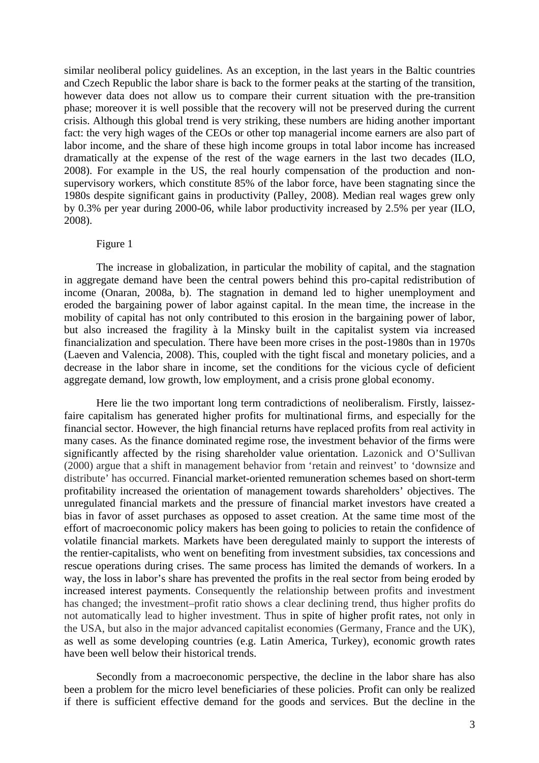similar neoliberal policy guidelines. As an exception, in the last years in the Baltic countries and Czech Republic the labor share is back to the former peaks at the starting of the transition, however data does not allow us to compare their current situation with the pre-transition phase; moreover it is well possible that the recovery will not be preserved during the current crisis. Although this global trend is very striking, these numbers are hiding another important fact: the very high wages of the CEOs or other top managerial income earners are also part of labor income, and the share of these high income groups in total labor income has increased dramatically at the expense of the rest of the wage earners in the last two decades (ILO, 2008). For example in the US, the real hourly compensation of the production and non-supervisory workers, which constitute 85% of the labor force, have been stagnating since the 1980s despite significant gains in productivity (Palley, 2008). Median real wages grew only by 0.3% per year during 2000-06, while labor productivity increased by 2.5% per year (ILO, 2008).

Figure 1

The increase in globalization, in particular the mobility of capital, and the stagnation in aggregate demand have been the central powers behind this pro-capital redistribution of income (Onaran, 2008a, b). The stagnation in demand led to higher unemployment and eroded the bargaining power of labor against capital. In the mean time, the increase in the mobility of capital has not only contributed to this erosion in the bargaining power of labor, but also increased the fragility à la Minsky built in the capitalist system via increased financialization and speculation. There have been more crises in the post-1980s than in 1970s (Laeven and Valencia, 2008). This, coupled with the tight fiscal and monetary policies, and a decrease in the labor share in income, set the conditions for the vicious cycle of deficient aggregate demand, low growth, low employment, and a crisis prone global economy.

Here lie the two important long term contradictions of neoliberalism. Firstly, laissez-faire capitalism has generated higher profits for multinational firms, and especially for the financial sector. However, the high financial returns have replaced profits from real activity in many cases. As the finance dominated regime rose, the investment behavior of the firms were significantly affected by the rising shareholder value orientation. Lazonick and O'Sullivan (2000) argue that a shift in management behavior from 'retain and reinvest' to 'downsize and distribute' has occurred. Financial market-oriented remuneration schemes based on short-term profitability increased the orientation of management towards shareholders' objectives. The unregulated financial markets and the pressure of financial market investors have created a bias in favor of asset purchases as opposed to asset creation. At the same time most of the effort of macroeconomic policy makers has been going to policies to retain the confidence of volatile financial markets. Markets have been deregulated mainly to support the interests of the rentier-capitalists, who went on benefiting from investment subsidies, tax concessions and rescue operations during crises. The same process has limited the demands of workers. In a way, the loss in labor's share has prevented the profits in the real sector from being eroded by increased interest payments. Consequently the relationship between profits and investment has changed; the investment–profit ratio shows a clear declining trend, thus higher profits do not automatically lead to higher investment. Thus in spite of higher profit rates, not only in the USA, but also in the major advanced capitalist economies (Germany, France and the UK), as well as some developing countries (e.g. Latin America, Turkey), economic growth rates have been well below their historical trends.

Secondly from a macroeconomic perspective, the decline in the labor share has also been a problem for the micro level beneficiaries of these policies. Profit can only be realized if there is sufficient effective demand for the goods and services. But the decline in the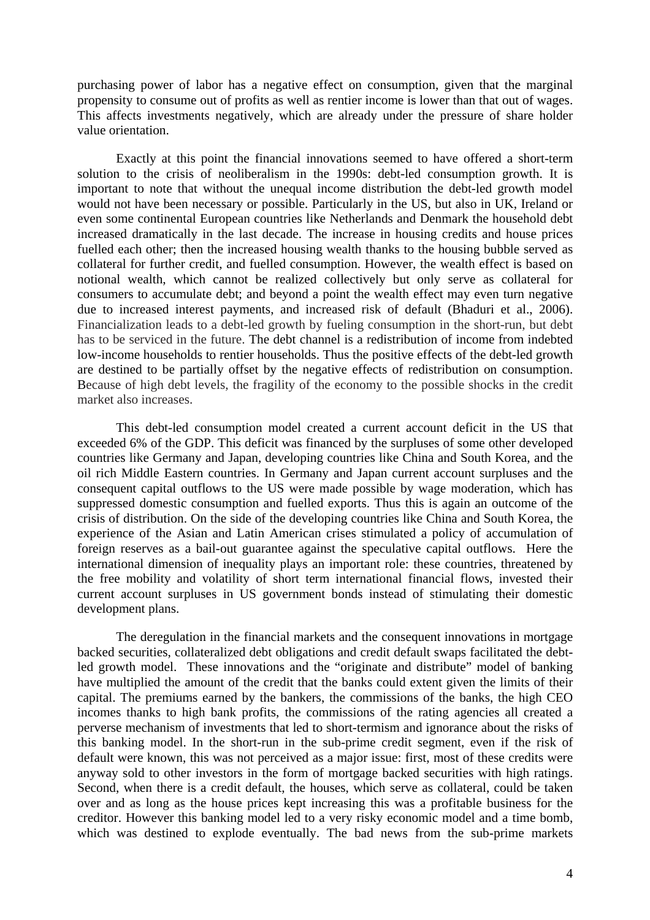purchasing power of labor has a negative effect on consumption, given that the marginal propensity to consume out of profits as well as rentier income is lower than that out of wages. This affects investments negatively, which are already under the pressure of share holder value orientation.

Exactly at this point the financial innovations seemed to have offered a short-term solution to the crisis of neoliberalism in the 1990s: debt-led consumption growth. It is important to note that without the unequal income distribution the debt-led growth model would not have been necessary or possible. Particularly in the US, but also in UK, Ireland or even some continental European countries like Netherlands and Denmark the household debt increased dramatically in the last decade. The increase in housing credits and house prices fuelled each other; then the increased housing wealth thanks to the housing bubble served as collateral for further credit, and fuelled consumption. However, the wealth effect is based on notional wealth, which cannot be realized collectively but only serve as collateral for consumers to accumulate debt; and beyond a point the wealth effect may even turn negative due to increased interest payments, and increased risk of default (Bhaduri et al., 2006). Financialization leads to a debt-led growth by fueling consumption in the short-run, but debt has to be serviced in the future. The debt channel is a redistribution of income from indebted low-income households to rentier households. Thus the positive effects of the debt-led growth are destined to be partially offset by the negative effects of redistribution on consumption. Because of high debt levels, the fragility of the economy to the possible shocks in the credit market also increases.

This debt-led consumption model created a current account deficit in the US that exceeded 6% of the GDP. This deficit was financed by the surpluses of some other developed countries like Germany and Japan, developing countries like China and South Korea, and the oil rich Middle Eastern countries. In Germany and Japan current account surpluses and the consequent capital outflows to the US were made possible by wage moderation, which has suppressed domestic consumption and fuelled exports. Thus this is again an outcome of the crisis of distribution. On the side of the developing countries like China and South Korea, the experience of the Asian and Latin American crises stimulated a policy of accumulation of foreign reserves as a bail-out guarantee against the speculative capital outflows. Here the international dimension of inequality plays an important role: these countries, threatened by the free mobility and volatility of short term international financial flows, invested their current account surpluses in US government bonds instead of stimulating their domestic development plans.

The deregulation in the financial markets and the consequent innovations in mortgage backed securities, collateralized debt obligations and credit default swaps facilitated the debt-led growth model. These innovations and the "originate and distribute" model of banking have multiplied the amount of the credit that the banks could extent given the limits of their capital. The premiums earned by the bankers, the commissions of the banks, the high CEO incomes thanks to high bank profits, the commissions of the rating agencies all created a perverse mechanism of investments that led to short-termism and ignorance about the risks of this banking model. In the short-run in the sub-prime credit segment, even if the risk of default were known, this was not perceived as a major issue: first, most of these credits were anyway sold to other investors in the form of mortgage backed securities with high ratings. Second, when there is a credit default, the houses, which serve as collateral, could be taken over and as long as the house prices kept increasing this was a profitable business for the creditor. However this banking model led to a very risky economic model and a time bomb, which was destined to explode eventually. The bad news from the sub-prime markets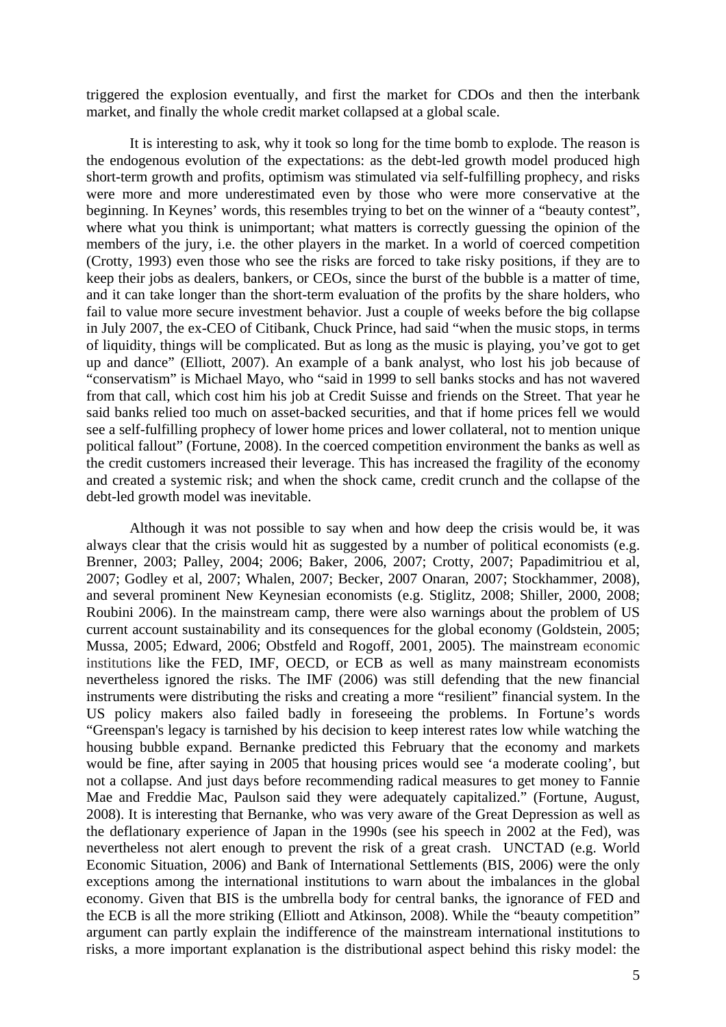triggered the explosion eventually, and first the market for CDOs and then the interbank market, and finally the whole credit market collapsed at a global scale.

It is interesting to ask, why it took so long for the time bomb to explode. The reason is the endogenous evolution of the expectations: as the debt-led growth model produced high short-term growth and profits, optimism was stimulated via self-fulfilling prophecy, and risks were more and more underestimated even by those who were more conservative at the beginning. In Keynes' words, this resembles trying to bet on the winner of a "beauty contest", where what you think is unimportant; what matters is correctly guessing the opinion of the members of the jury, i.e. the other players in the market. In a world of coerced competition (Crotty, 1993) even those who see the risks are forced to take risky positions, if they are to keep their jobs as dealers, bankers, or CEOs, since the burst of the bubble is a matter of time, and it can take longer than the short-term evaluation of the profits by the share holders, who fail to value more secure investment behavior. Just a couple of weeks before the big collapse in July 2007, the ex-CEO of Citibank, Chuck Prince, had said "when the music stops, in terms of liquidity, things will be complicated. But as long as the music is playing, you've got to get up and dance" (Elliott, 2007). An example of a bank analyst, who lost his job because of "conservatism" is Michael Mayo, who "said in 1999 to sell banks stocks and has not wavered from that call, which cost him his job at Credit Suisse and friends on the Street. That year he said banks relied too much on asset-backed securities, and that if home prices fell we would see a self-fulfilling prophecy of lower home prices and lower collateral, not to mention unique political fallout" (Fortune, 2008). In the coerced competition environment the banks as well as the credit customers increased their leverage. This has increased the fragility of the economy and created a systemic risk; and when the shock came, credit crunch and the collapse of the debt-led growth model was inevitable.

Although it was not possible to say when and how deep the crisis would be, it was always clear that the crisis would hit as suggested by a number of political economists (e.g. Brenner, 2003; Palley, 2004; 2006; Baker, 2006, 2007; Crotty, 2007; Papadimitriou et al, 2007; Godley et al, 2007; Whalen, 2007; Becker, 2007 Onaran, 2007; Stockhammer, 2008), and several prominent New Keynesian economists (e.g. Stiglitz, 2008; Shiller, 2000, 2008; Roubini 2006). In the mainstream camp, there were also warnings about the problem of US current account sustainability and its consequences for the global economy (Goldstein, 2005; Mussa, 2005; Edward, 2006; Obstfeld and Rogoff, 2001, 2005). The mainstream economic institutions like the FED, IMF, OECD, or ECB as well as many mainstream economists nevertheless ignored the risks. The IMF (2006) was still defending that the new financial instruments were distributing the risks and creating a more "resilient" financial system. In the US policy makers also failed badly in foreseeing the problems. In Fortune's words "Greenspan's legacy is tarnished by his decision to keep interest rates low while watching the housing bubble expand. Bernanke predicted this February that the economy and markets would be fine, after saying in 2005 that housing prices would see 'a moderate cooling', but not a collapse. And just days before recommending radical measures to get money to Fannie Mae and Freddie Mac, Paulson said they were adequately capitalized." (Fortune, August, 2008). It is interesting that Bernanke, who was very aware of the Great Depression as well as the deflationary experience of Japan in the 1990s (see his speech in 2002 at the Fed), was nevertheless not alert enough to prevent the risk of a great crash. UNCTAD (e.g. World Economic Situation, 2006) and Bank of International Settlements (BIS, 2006) were the only exceptions among the international institutions to warn about the imbalances in the global economy. Given that BIS is the umbrella body for central banks, the ignorance of FED and the ECB is all the more striking (Elliott and Atkinson, 2008). While the "beauty competition" argument can partly explain the indifference of the mainstream international institutions to risks, a more important explanation is the distributional aspect behind this risky model: the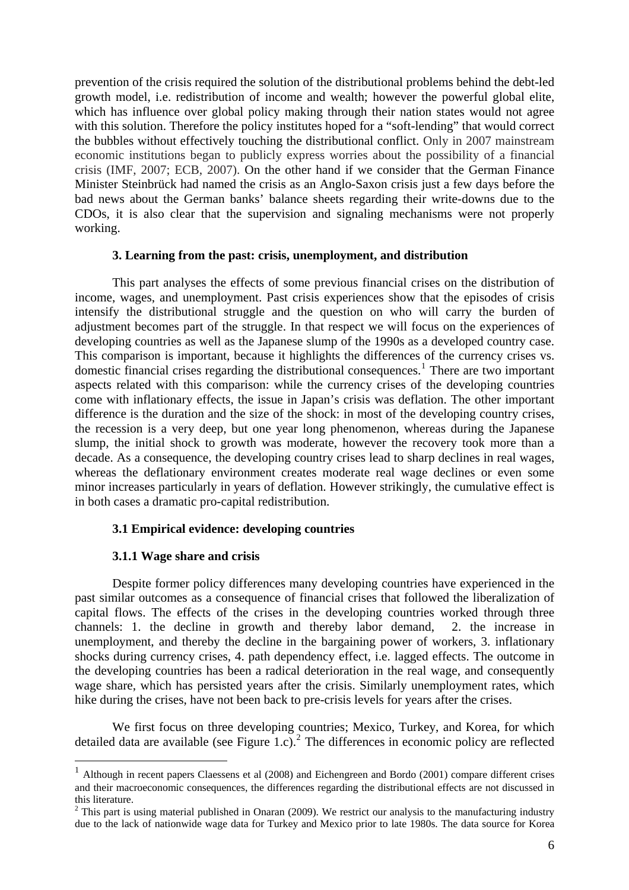prevention of the crisis required the solution of the distributional problems behind the debt-led growth model, i.e. redistribution of income and wealth; however the powerful global elite, which has influence over global policy making through their nation states would not agree with this solution. Therefore the policy institutes hoped for a "soft-lending" that would correct the bubbles without effectively touching the distributional conflict. Only in 2007 mainstream economic institutions began to publicly express worries about the possibility of a financial crisis (IMF, 2007; ECB, 2007). On the other hand if we consider that the German Finance Minister Steinbrück had named the crisis as an Anglo-Saxon crisis just a few days before the bad news about the German banks' balance sheets regarding their write-downs due to the CDOs, it is also clear that the supervision and signaling mechanisms were not properly working.

### 3. Learning from the past: crisis, unemployment, and distribution

This part analyses the effects of some previous financial crises on the distribution of income, wages, and unemployment. Past crisis experiences show that the episodes of crisis intensify the distributional struggle and the question on who will carry the burden of adjustment becomes part of the struggle. In that respect we will focus on the experiences of developing countries as well as the Japanese slump of the 1990s as a developed country case. This comparison is important, because it highlights the differences of the currency crises vs. domestic financial crises regarding the distributional consequences.[1] There are two important aspects related with this comparison: while the currency crises of the developing countries come with inflationary effects, the issue in Japan's crisis was deflation. The other important difference is the duration and the size of the shock: in most of the developing country crises, the recession is a very deep, but one year long phenomenon, whereas during the Japanese slump, the initial shock to growth was moderate, however the recovery took more than a decade. As a consequence, the developing country crises lead to sharp declines in real wages, whereas the deflationary environment creates moderate real wage declines or even some minor increases particularly in years of deflation. However strikingly, the cumulative effect is in both cases a dramatic pro-capital redistribution.

#### 3.1 Empirical evidence: developing countries

##### 3.1.1 Wage share and crisis

Despite former policy differences many developing countries have experienced in the past similar outcomes as a consequence of financial crises that followed the liberalization of capital flows. The effects of the crises in the developing countries worked through three channels: 1. the decline in growth and thereby labor demand, 2. the increase in unemployment, and thereby the decline in the bargaining power of workers, 3. inflationary shocks during currency crises, 4. path dependency effect, i.e. lagged effects. The outcome in the developing countries has been a radical deterioration in the real wage, and consequently wage share, which has persisted years after the crisis. Similarly unemployment rates, which hike during the crises, have not been back to pre-crisis levels for years after the crises.

We first focus on three developing countries; Mexico, Turkey, and Korea, for which detailed data are available (see Figure 1.c).[2] The differences in economic policy are reflected

---

[1] Although in recent papers Claessens et al (2008) and Eichengreen and Bordo (2001) compare different crises and their macroeconomic consequences, the differences regarding the distributional effects are not discussed in this literature.

[2] This part is using material published in Onaran (2009). We restrict our analysis to the manufacturing industry due to the lack of nationwide wage data for Turkey and Mexico prior to late 1980s. The data source for Korea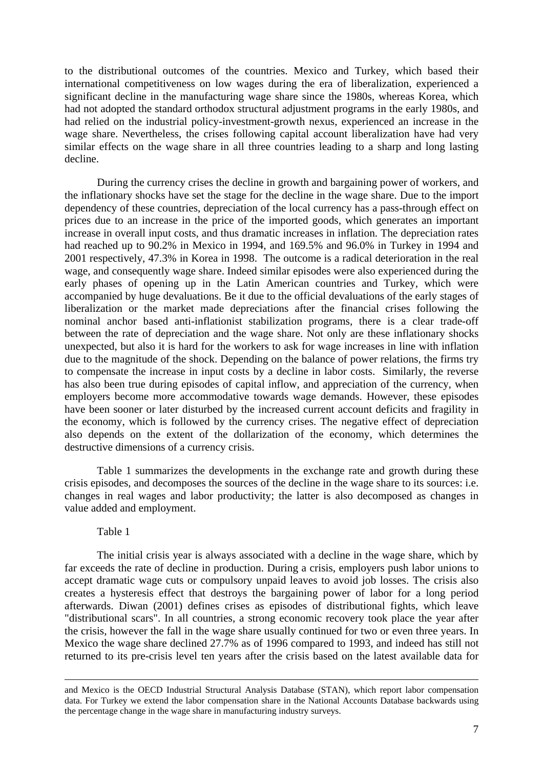to the distributional outcomes of the countries. Mexico and Turkey, which based their international competitiveness on low wages during the era of liberalization, experienced a significant decline in the manufacturing wage share since the 1980s, whereas Korea, which had not adopted the standard orthodox structural adjustment programs in the early 1980s, and had relied on the industrial policy-investment-growth nexus, experienced an increase in the wage share. Nevertheless, the crises following capital account liberalization have had very similar effects on the wage share in all three countries leading to a sharp and long lasting decline.

During the currency crises the decline in growth and bargaining power of workers, and the inflationary shocks have set the stage for the decline in the wage share. Due to the import dependency of these countries, depreciation of the local currency has a pass-through effect on prices due to an increase in the price of the imported goods, which generates an important increase in overall input costs, and thus dramatic increases in inflation. The depreciation rates had reached up to 90.2% in Mexico in 1994, and 169.5% and 96.0% in Turkey in 1994 and 2001 respectively, 47.3% in Korea in 1998. The outcome is a radical deterioration in the real wage, and consequently wage share. Indeed similar episodes were also experienced during the early phases of opening up in the Latin American countries and Turkey, which were accompanied by huge devaluations. Be it due to the official devaluations of the early stages of liberalization or the market made depreciations after the financial crises following the nominal anchor based anti-inflationist stabilization programs, there is a clear trade-off between the rate of depreciation and the wage share. Not only are these inflationary shocks unexpected, but also it is hard for the workers to ask for wage increases in line with inflation due to the magnitude of the shock. Depending on the balance of power relations, the firms try to compensate the increase in input costs by a decline in labor costs. Similarly, the reverse has also been true during episodes of capital inflow, and appreciation of the currency, when employers become more accommodative towards wage demands. However, these episodes have been sooner or later disturbed by the increased current account deficits and fragility in the economy, which is followed by the currency crises. The negative effect of depreciation also depends on the extent of the dollarization of the economy, which determines the destructive dimensions of a currency crisis.

Table 1 summarizes the developments in the exchange rate and growth during these crisis episodes, and decomposes the sources of the decline in the wage share to its sources: i.e. changes in real wages and labor productivity; the latter is also decomposed as changes in value added and employment.

Table 1

The initial crisis year is always associated with a decline in the wage share, which by far exceeds the rate of decline in production. During a crisis, employers push labor unions to accept dramatic wage cuts or compulsory unpaid leaves to avoid job losses. The crisis also creates a hysteresis effect that destroys the bargaining power of labor for a long period afterwards. Diwan (2001) defines crises as episodes of distributional fights, which leave "distributional scars". In all countries, a strong economic recovery took place the year after the crisis, however the fall in the wage share usually continued for two or even three years. In Mexico the wage share declined 27.7% as of 1996 compared to 1993, and indeed has still not returned to its pre-crisis level ten years after the crisis based on the latest available data for

---

and Mexico is the OECD Industrial Structural Analysis Database (STAN), which report labor compensation data. For Turkey we extend the labor compensation share in the National Accounts Database backwards using the percentage change in the wage share in manufacturing industry surveys.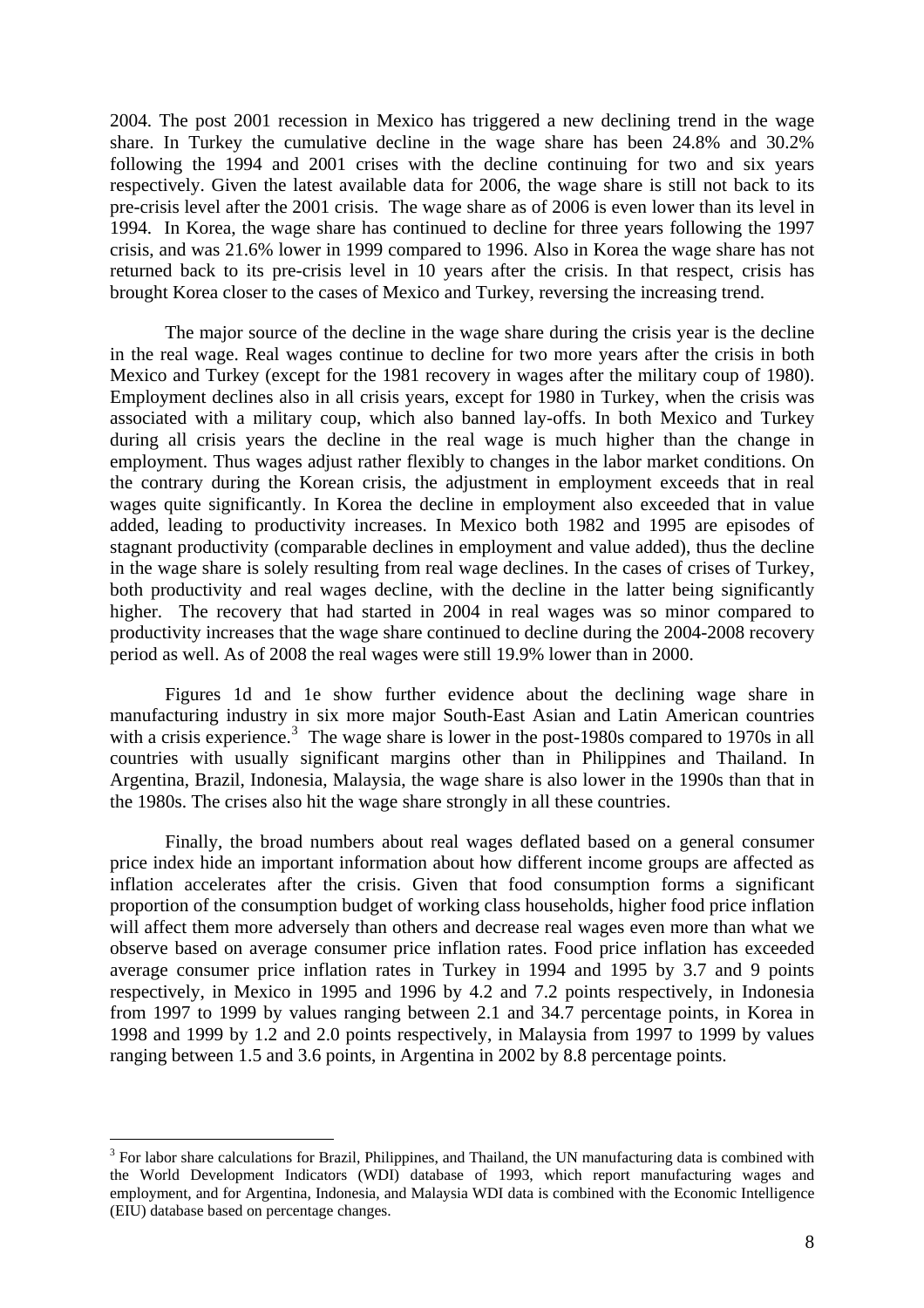2004. The post 2001 recession in Mexico has triggered a new declining trend in the wage share. In Turkey the cumulative decline in the wage share has been 24.8% and 30.2% following the 1994 and 2001 crises with the decline continuing for two and six years respectively. Given the latest available data for 2006, the wage share is still not back to its pre-crisis level after the 2001 crisis. The wage share as of 2006 is even lower than its level in 1994. In Korea, the wage share has continued to decline for three years following the 1997 crisis, and was 21.6% lower in 1999 compared to 1996. Also in Korea the wage share has not returned back to its pre-crisis level in 10 years after the crisis. In that respect, crisis has brought Korea closer to the cases of Mexico and Turkey, reversing the increasing trend.

The major source of the decline in the wage share during the crisis year is the decline in the real wage. Real wages continue to decline for two more years after the crisis in both Mexico and Turkey (except for the 1981 recovery in wages after the military coup of 1980). Employment declines also in all crisis years, except for 1980 in Turkey, when the crisis was associated with a military coup, which also banned lay-offs. In both Mexico and Turkey during all crisis years the decline in the real wage is much higher than the change in employment. Thus wages adjust rather flexibly to changes in the labor market conditions. On the contrary during the Korean crisis, the adjustment in employment exceeds that in real wages quite significantly. In Korea the decline in employment also exceeded that in value added, leading to productivity increases. In Mexico both 1982 and 1995 are episodes of stagnant productivity (comparable declines in employment and value added), thus the decline in the wage share is solely resulting from real wage declines. In the cases of crises of Turkey, both productivity and real wages decline, with the decline in the latter being significantly higher. The recovery that had started in 2004 in real wages was so minor compared to productivity increases that the wage share continued to decline during the 2004-2008 recovery period as well. As of 2008 the real wages were still 19.9% lower than in 2000.

Figures 1d and 1e show further evidence about the declining wage share in manufacturing industry in six more major South-East Asian and Latin American countries with a crisis experience.[3] The wage share is lower in the post-1980s compared to 1970s in all countries with usually significant margins other than in Philippines and Thailand. In Argentina, Brazil, Indonesia, Malaysia, the wage share is also lower in the 1990s than that in the 1980s. The crises also hit the wage share strongly in all these countries.

Finally, the broad numbers about real wages deflated based on a general consumer price index hide an important information about how different income groups are affected as inflation accelerates after the crisis. Given that food consumption forms a significant proportion of the consumption budget of working class households, higher food price inflation will affect them more adversely than others and decrease real wages even more than what we observe based on average consumer price inflation rates. Food price inflation has exceeded average consumer price inflation rates in Turkey in 1994 and 1995 by 3.7 and 9 points respectively, in Mexico in 1995 and 1996 by 4.2 and 7.2 points respectively, in Indonesia from 1997 to 1999 by values ranging between 2.1 and 34.7 percentage points, in Korea in 1998 and 1999 by 1.2 and 2.0 points respectively, in Malaysia from 1997 to 1999 by values ranging between 1.5 and 3.6 points, in Argentina in 2002 by 8.8 percentage points.

---

[3] For labor share calculations for Brazil, Philippines, and Thailand, the UN manufacturing data is combined with the World Development Indicators (WDI) database of 1993, which report manufacturing wages and employment, and for Argentina, Indonesia, and Malaysia WDI data is combined with the Economic Intelligence (EIU) database based on percentage changes.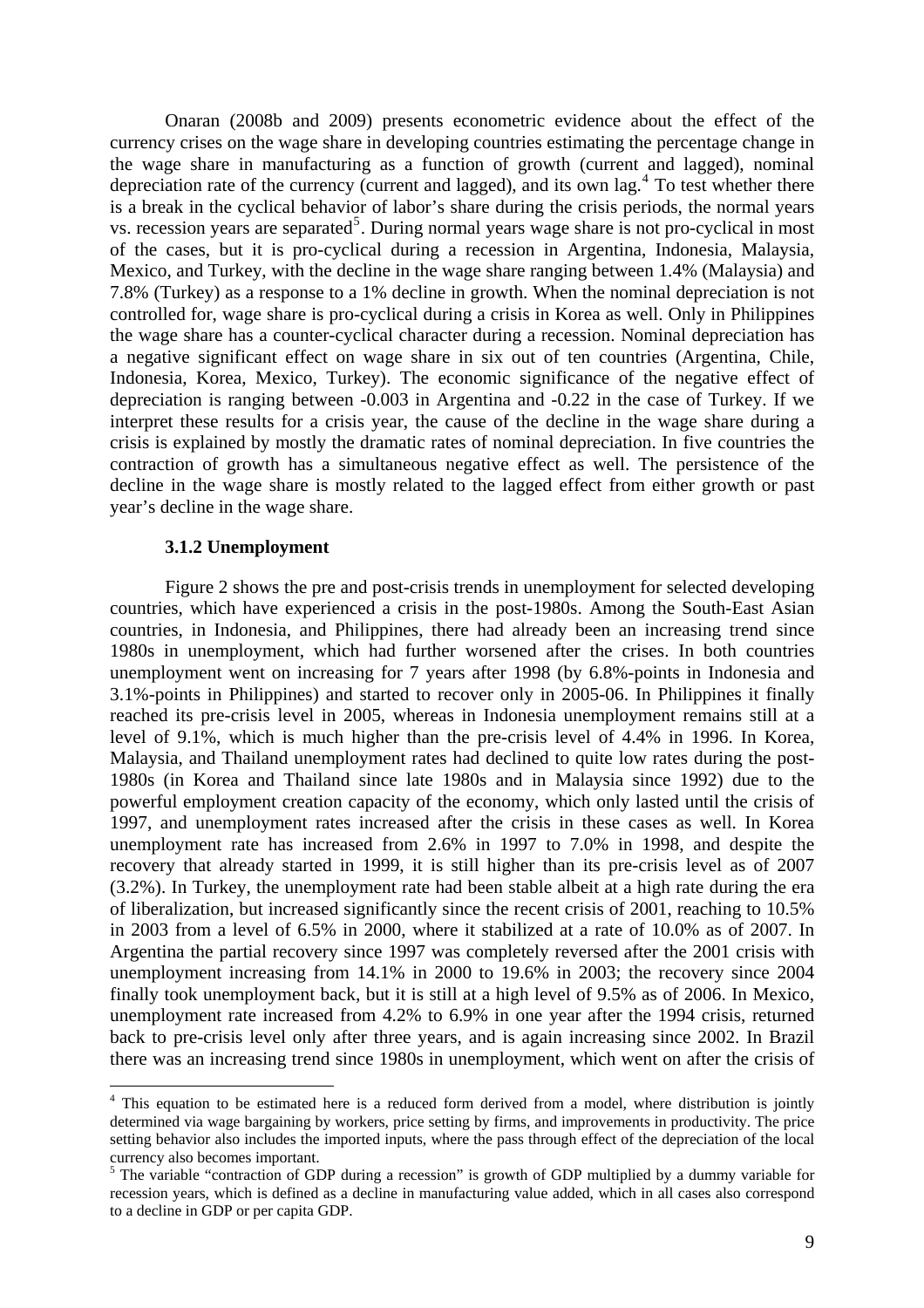Onaran (2008b and 2009) presents econometric evidence about the effect of the currency crises on the wage share in developing countries estimating the percentage change in the wage share in manufacturing as a function of growth (current and lagged), nominal depreciation rate of the currency (current and lagged), and its own lag.[4] To test whether there is a break in the cyclical behavior of labor's share during the crisis periods, the normal years vs. recession years are separated[5]. During normal years wage share is not pro-cyclical in most of the cases, but it is pro-cyclical during a recession in Argentina, Indonesia, Malaysia, Mexico, and Turkey, with the decline in the wage share ranging between 1.4% (Malaysia) and 7.8% (Turkey) as a response to a 1% decline in growth. When the nominal depreciation is not controlled for, wage share is pro-cyclical during a crisis in Korea as well. Only in Philippines the wage share has a counter-cyclical character during a recession. Nominal depreciation has a negative significant effect on wage share in six out of ten countries (Argentina, Chile, Indonesia, Korea, Mexico, Turkey). The economic significance of the negative effect of depreciation is ranging between -0.003 in Argentina and -0.22 in the case of Turkey. If we interpret these results for a crisis year, the cause of the decline in the wage share during a crisis is explained by mostly the dramatic rates of nominal depreciation. In five countries the contraction of growth has a simultaneous negative effect as well. The persistence of the decline in the wage share is mostly related to the lagged effect from either growth or past year's decline in the wage share.

### 3.1.2 Unemployment

Figure 2 shows the pre and post-crisis trends in unemployment for selected developing countries, which have experienced a crisis in the post-1980s. Among the South-East Asian countries, in Indonesia, and Philippines, there had already been an increasing trend since 1980s in unemployment, which had further worsened after the crises. In both countries unemployment went on increasing for 7 years after 1998 (by 6.8%-points in Indonesia and 3.1%-points in Philippines) and started to recover only in 2005-06. In Philippines it finally reached its pre-crisis level in 2005, whereas in Indonesia unemployment remains still at a level of 9.1%, which is much higher than the pre-crisis level of 4.4% in 1996. In Korea, Malaysia, and Thailand unemployment rates had declined to quite low rates during the post-1980s (in Korea and Thailand since late 1980s and in Malaysia since 1992) due to the powerful employment creation capacity of the economy, which only lasted until the crisis of 1997, and unemployment rates increased after the crisis in these cases as well. In Korea unemployment rate has increased from 2.6% in 1997 to 7.0% in 1998, and despite the recovery that already started in 1999, it is still higher than its pre-crisis level as of 2007 (3.2%). In Turkey, the unemployment rate had been stable albeit at a high rate during the era of liberalization, but increased significantly since the recent crisis of 2001, reaching to 10.5% in 2003 from a level of 6.5% in 2000, where it stabilized at a rate of 10.0% as of 2007. In Argentina the partial recovery since 1997 was completely reversed after the 2001 crisis with unemployment increasing from 14.1% in 2000 to 19.6% in 2003; the recovery since 2004 finally took unemployment back, but it is still at a high level of 9.5% as of 2006. In Mexico, unemployment rate increased from 4.2% to 6.9% in one year after the 1994 crisis, returned back to pre-crisis level only after three years, and is again increasing since 2002. In Brazil there was an increasing trend since 1980s in unemployment, which went on after the crisis of

---

[4] This equation to be estimated here is a reduced form derived from a model, where distribution is jointly determined via wage bargaining by workers, price setting by firms, and improvements in productivity. The price setting behavior also includes the imported inputs, where the pass through effect of the depreciation of the local currency also becomes important.

[5] The variable "contraction of GDP during a recession" is growth of GDP multiplied by a dummy variable for recession years, which is defined as a decline in manufacturing value added, which in all cases also correspond to a decline in GDP or per capita GDP.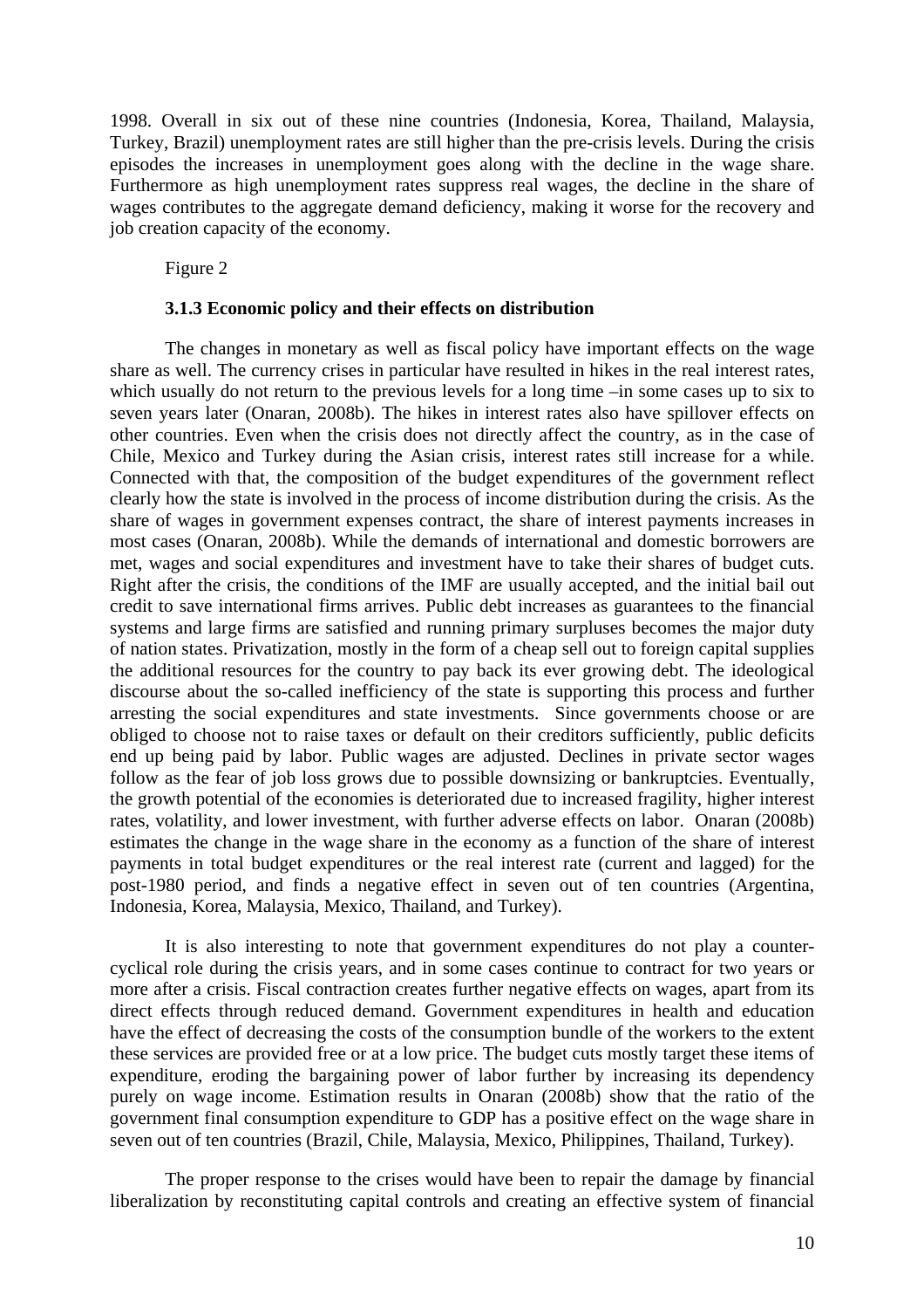1998. Overall in six out of these nine countries (Indonesia, Korea, Thailand, Malaysia, Turkey, Brazil) unemployment rates are still higher than the pre-crisis levels. During the crisis episodes the increases in unemployment goes along with the decline in the wage share. Furthermore as high unemployment rates suppress real wages, the decline in the share of wages contributes to the aggregate demand deficiency, making it worse for the recovery and job creation capacity of the economy.

Figure 2

### 3.1.3 Economic policy and their effects on distribution

The changes in monetary as well as fiscal policy have important effects on the wage share as well. The currency crises in particular have resulted in hikes in the real interest rates, which usually do not return to the previous levels for a long time –in some cases up to six to seven years later (Onaran, 2008b). The hikes in interest rates also have spillover effects on other countries. Even when the crisis does not directly affect the country, as in the case of Chile, Mexico and Turkey during the Asian crisis, interest rates still increase for a while. Connected with that, the composition of the budget expenditures of the government reflect clearly how the state is involved in the process of income distribution during the crisis. As the share of wages in government expenses contract, the share of interest payments increases in most cases (Onaran, 2008b). While the demands of international and domestic borrowers are met, wages and social expenditures and investment have to take their shares of budget cuts. Right after the crisis, the conditions of the IMF are usually accepted, and the initial bail out credit to save international firms arrives. Public debt increases as guarantees to the financial systems and large firms are satisfied and running primary surpluses becomes the major duty of nation states. Privatization, mostly in the form of a cheap sell out to foreign capital supplies the additional resources for the country to pay back its ever growing debt. The ideological discourse about the so-called inefficiency of the state is supporting this process and further arresting the social expenditures and state investments. Since governments choose or are obliged to choose not to raise taxes or default on their creditors sufficiently, public deficits end up being paid by labor. Public wages are adjusted. Declines in private sector wages follow as the fear of job loss grows due to possible downsizing or bankruptcies. Eventually, the growth potential of the economies is deteriorated due to increased fragility, higher interest rates, volatility, and lower investment, with further adverse effects on labor. Onaran (2008b) estimates the change in the wage share in the economy as a function of the share of interest payments in total budget expenditures or the real interest rate (current and lagged) for the post-1980 period, and finds a negative effect in seven out of ten countries (Argentina, Indonesia, Korea, Malaysia, Mexico, Thailand, and Turkey).

It is also interesting to note that government expenditures do not play a counter-cyclical role during the crisis years, and in some cases continue to contract for two years or more after a crisis. Fiscal contraction creates further negative effects on wages, apart from its direct effects through reduced demand. Government expenditures in health and education have the effect of decreasing the costs of the consumption bundle of the workers to the extent these services are provided free or at a low price. The budget cuts mostly target these items of expenditure, eroding the bargaining power of labor further by increasing its dependency purely on wage income. Estimation results in Onaran (2008b) show that the ratio of the government final consumption expenditure to GDP has a positive effect on the wage share in seven out of ten countries (Brazil, Chile, Malaysia, Mexico, Philippines, Thailand, Turkey).

The proper response to the crises would have been to repair the damage by financial liberalization by reconstituting capital controls and creating an effective system of financial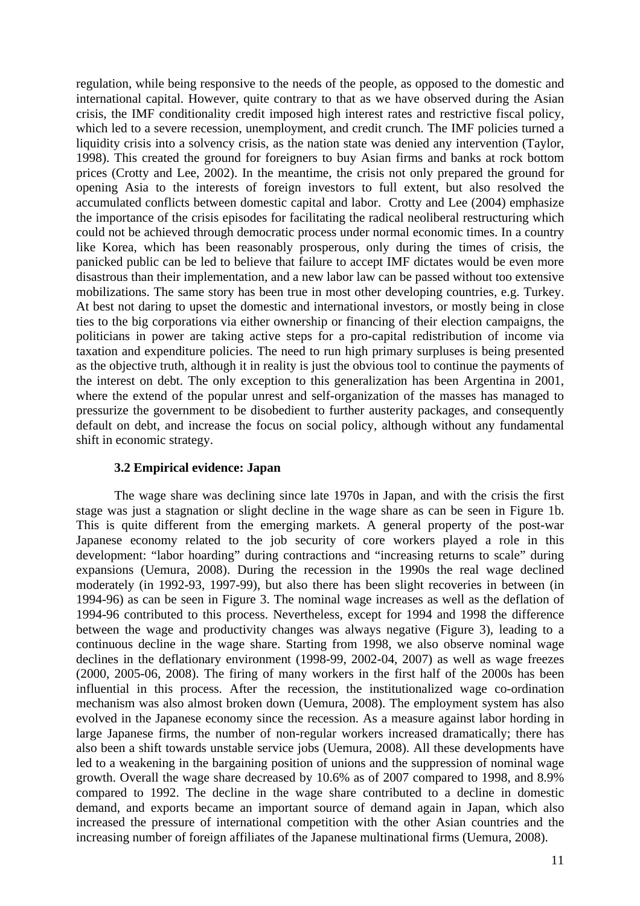regulation, while being responsive to the needs of the people, as opposed to the domestic and international capital. However, quite contrary to that as we have observed during the Asian crisis, the IMF conditionality credit imposed high interest rates and restrictive fiscal policy, which led to a severe recession, unemployment, and credit crunch. The IMF policies turned a liquidity crisis into a solvency crisis, as the nation state was denied any intervention (Taylor, 1998). This created the ground for foreigners to buy Asian firms and banks at rock bottom prices (Crotty and Lee, 2002). In the meantime, the crisis not only prepared the ground for opening Asia to the interests of foreign investors to full extent, but also resolved the accumulated conflicts between domestic capital and labor. Crotty and Lee (2004) emphasize the importance of the crisis episodes for facilitating the radical neoliberal restructuring which could not be achieved through democratic process under normal economic times. In a country like Korea, which has been reasonably prosperous, only during the times of crisis, the panicked public can be led to believe that failure to accept IMF dictates would be even more disastrous than their implementation, and a new labor law can be passed without too extensive mobilizations. The same story has been true in most other developing countries, e.g. Turkey. At best not daring to upset the domestic and international investors, or mostly being in close ties to the big corporations via either ownership or financing of their election campaigns, the politicians in power are taking active steps for a pro-capital redistribution of income via taxation and expenditure policies. The need to run high primary surpluses is being presented as the objective truth, although it in reality is just the obvious tool to continue the payments of the interest on debt. The only exception to this generalization has been Argentina in 2001, where the extend of the popular unrest and self-organization of the masses has managed to pressurize the government to be disobedient to further austerity packages, and consequently default on debt, and increase the focus on social policy, although without any fundamental shift in economic strategy.

### 3.2 Empirical evidence: Japan

The wage share was declining since late 1970s in Japan, and with the crisis the first stage was just a stagnation or slight decline in the wage share as can be seen in Figure 1b. This is quite different from the emerging markets. A general property of the post-war Japanese economy related to the job security of core workers played a role in this development: "labor hoarding" during contractions and "increasing returns to scale" during expansions (Uemura, 2008). During the recession in the 1990s the real wage declined moderately (in 1992-93, 1997-99), but also there has been slight recoveries in between (in 1994-96) as can be seen in Figure 3. The nominal wage increases as well as the deflation of 1994-96 contributed to this process. Nevertheless, except for 1994 and 1998 the difference between the wage and productivity changes was always negative (Figure 3), leading to a continuous decline in the wage share. Starting from 1998, we also observe nominal wage declines in the deflationary environment (1998-99, 2002-04, 2007) as well as wage freezes (2000, 2005-06, 2008). The firing of many workers in the first half of the 2000s has been influential in this process. After the recession, the institutionalized wage co-ordination mechanism was also almost broken down (Uemura, 2008). The employment system has also evolved in the Japanese economy since the recession. As a measure against labor hording in large Japanese firms, the number of non-regular workers increased dramatically; there has also been a shift towards unstable service jobs (Uemura, 2008). All these developments have led to a weakening in the bargaining position of unions and the suppression of nominal wage growth. Overall the wage share decreased by 10.6% as of 2007 compared to 1998, and 8.9% compared to 1992. The decline in the wage share contributed to a decline in domestic demand, and exports became an important source of demand again in Japan, which also increased the pressure of international competition with the other Asian countries and the increasing number of foreign affiliates of the Japanese multinational firms (Uemura, 2008).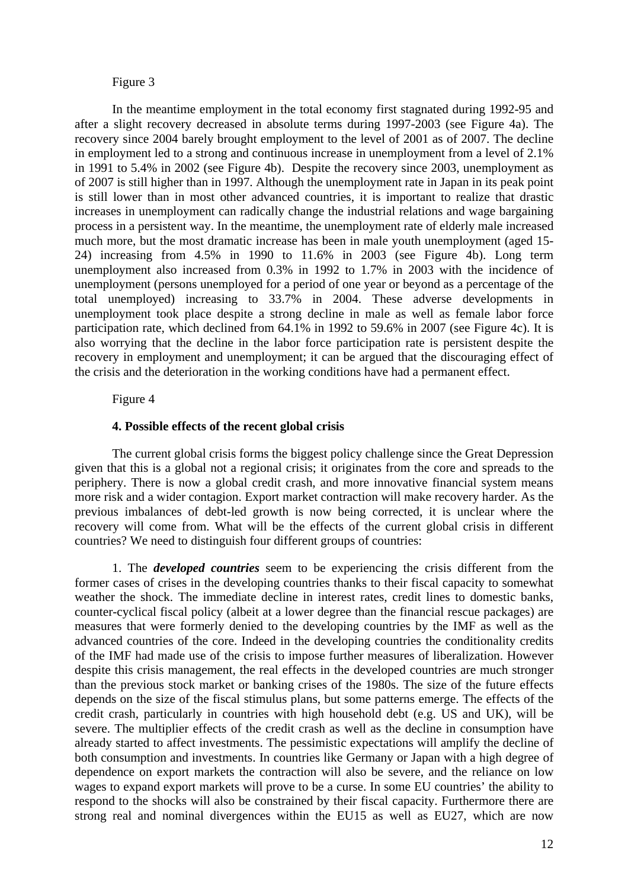Figure 3

In the meantime employment in the total economy first stagnated during 1992-95 and after a slight recovery decreased in absolute terms during 1997-2003 (see Figure 4a). The recovery since 2004 barely brought employment to the level of 2001 as of 2007. The decline in employment led to a strong and continuous increase in unemployment from a level of 2.1% in 1991 to 5.4% in 2002 (see Figure 4b). Despite the recovery since 2003, unemployment as of 2007 is still higher than in 1997. Although the unemployment rate in Japan in its peak point is still lower than in most other advanced countries, it is important to realize that drastic increases in unemployment can radically change the industrial relations and wage bargaining process in a persistent way. In the meantime, the unemployment rate of elderly male increased much more, but the most dramatic increase has been in male youth unemployment (aged 15-24) increasing from 4.5% in 1990 to 11.6% in 2003 (see Figure 4b). Long term unemployment also increased from 0.3% in 1992 to 1.7% in 2003 with the incidence of unemployment (persons unemployed for a period of one year or beyond as a percentage of the total unemployed) increasing to 33.7% in 2004. These adverse developments in unemployment took place despite a strong decline in male as well as female labor force participation rate, which declined from 64.1% in 1992 to 59.6% in 2007 (see Figure 4c). It is also worrying that the decline in the labor force participation rate is persistent despite the recovery in employment and unemployment; it can be argued that the discouraging effect of the crisis and the deterioration in the working conditions have had a permanent effect.

Figure 4

### 4. Possible effects of the recent global crisis

The current global crisis forms the biggest policy challenge since the Great Depression given that this is a global not a regional crisis; it originates from the core and spreads to the periphery. There is now a global credit crash, and more innovative financial system means more risk and a wider contagion. Export market contraction will make recovery harder. As the previous imbalances of debt-led growth is now being corrected, it is unclear where the recovery will come from. What will be the effects of the current global crisis in different countries? We need to distinguish four different groups of countries:

1. The ***developed countries*** seem to be experiencing the crisis different from the former cases of crises in the developing countries thanks to their fiscal capacity to somewhat weather the shock. The immediate decline in interest rates, credit lines to domestic banks, counter-cyclical fiscal policy (albeit at a lower degree than the financial rescue packages) are measures that were formerly denied to the developing countries by the IMF as well as the advanced countries of the core. Indeed in the developing countries the conditionality credits of the IMF had made use of the crisis to impose further measures of liberalization. However despite this crisis management, the real effects in the developed countries are much stronger than the previous stock market or banking crises of the 1980s. The size of the future effects depends on the size of the fiscal stimulus plans, but some patterns emerge. The effects of the credit crash, particularly in countries with high household debt (e.g. US and UK), will be severe. The multiplier effects of the credit crash as well as the decline in consumption have already started to affect investments. The pessimistic expectations will amplify the decline of both consumption and investments. In countries like Germany or Japan with a high degree of dependence on export markets the contraction will also be severe, and the reliance on low wages to expand export markets will prove to be a curse. In some EU countries' the ability to respond to the shocks will also be constrained by their fiscal capacity. Furthermore there are strong real and nominal divergences within the EU15 as well as EU27, which are now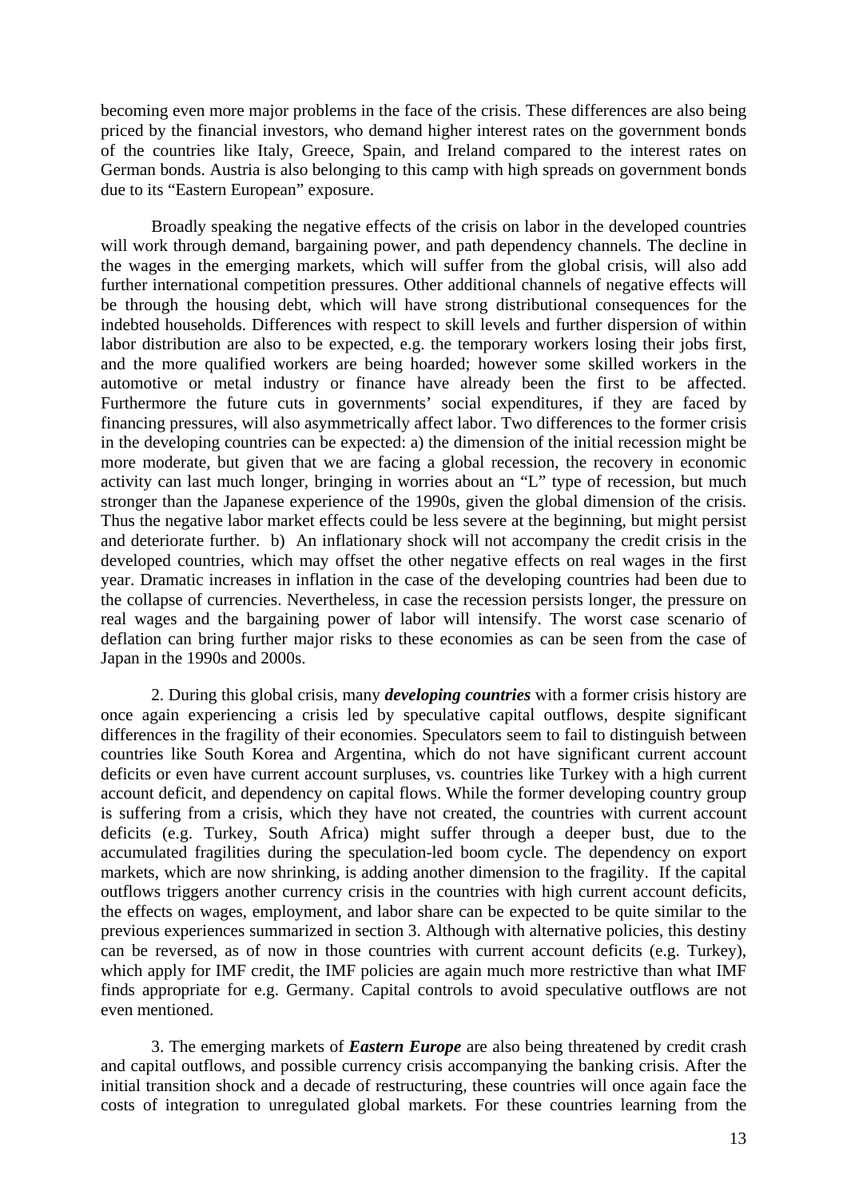becoming even more major problems in the face of the crisis. These differences are also being priced by the financial investors, who demand higher interest rates on the government bonds of the countries like Italy, Greece, Spain, and Ireland compared to the interest rates on German bonds. Austria is also belonging to this camp with high spreads on government bonds due to its "Eastern European" exposure.

Broadly speaking the negative effects of the crisis on labor in the developed countries will work through demand, bargaining power, and path dependency channels. The decline in the wages in the emerging markets, which will suffer from the global crisis, will also add further international competition pressures. Other additional channels of negative effects will be through the housing debt, which will have strong distributional consequences for the indebted households. Differences with respect to skill levels and further dispersion of within labor distribution are also to be expected, e.g. the temporary workers losing their jobs first, and the more qualified workers are being hoarded; however some skilled workers in the automotive or metal industry or finance have already been the first to be affected. Furthermore the future cuts in governments' social expenditures, if they are faced by financing pressures, will also asymmetrically affect labor. Two differences to the former crisis in the developing countries can be expected: a) the dimension of the initial recession might be more moderate, but given that we are facing a global recession, the recovery in economic activity can last much longer, bringing in worries about an "L" type of recession, but much stronger than the Japanese experience of the 1990s, given the global dimension of the crisis. Thus the negative labor market effects could be less severe at the beginning, but might persist and deteriorate further. b) An inflationary shock will not accompany the credit crisis in the developed countries, which may offset the other negative effects on real wages in the first year. Dramatic increases in inflation in the case of the developing countries had been due to the collapse of currencies. Nevertheless, in case the recession persists longer, the pressure on real wages and the bargaining power of labor will intensify. The worst case scenario of deflation can bring further major risks to these economies as can be seen from the case of Japan in the 1990s and 2000s.

2. During this global crisis, many ***developing countries*** with a former crisis history are once again experiencing a crisis led by speculative capital outflows, despite significant differences in the fragility of their economies. Speculators seem to fail to distinguish between countries like South Korea and Argentina, which do not have significant current account deficits or even have current account surpluses, vs. countries like Turkey with a high current account deficit, and dependency on capital flows. While the former developing country group is suffering from a crisis, which they have not created, the countries with current account deficits (e.g. Turkey, South Africa) might suffer through a deeper bust, due to the accumulated fragilities during the speculation-led boom cycle. The dependency on export markets, which are now shrinking, is adding another dimension to the fragility. If the capital outflows triggers another currency crisis in the countries with high current account deficits, the effects on wages, employment, and labor share can be expected to be quite similar to the previous experiences summarized in section 3. Although with alternative policies, this destiny can be reversed, as of now in those countries with current account deficits (e.g. Turkey), which apply for IMF credit, the IMF policies are again much more restrictive than what IMF finds appropriate for e.g. Germany. Capital controls to avoid speculative outflows are not even mentioned.

3. The emerging markets of ***Eastern Europe*** are also being threatened by credit crash and capital outflows, and possible currency crisis accompanying the banking crisis. After the initial transition shock and a decade of restructuring, these countries will once again face the costs of integration to unregulated global markets. For these countries learning from the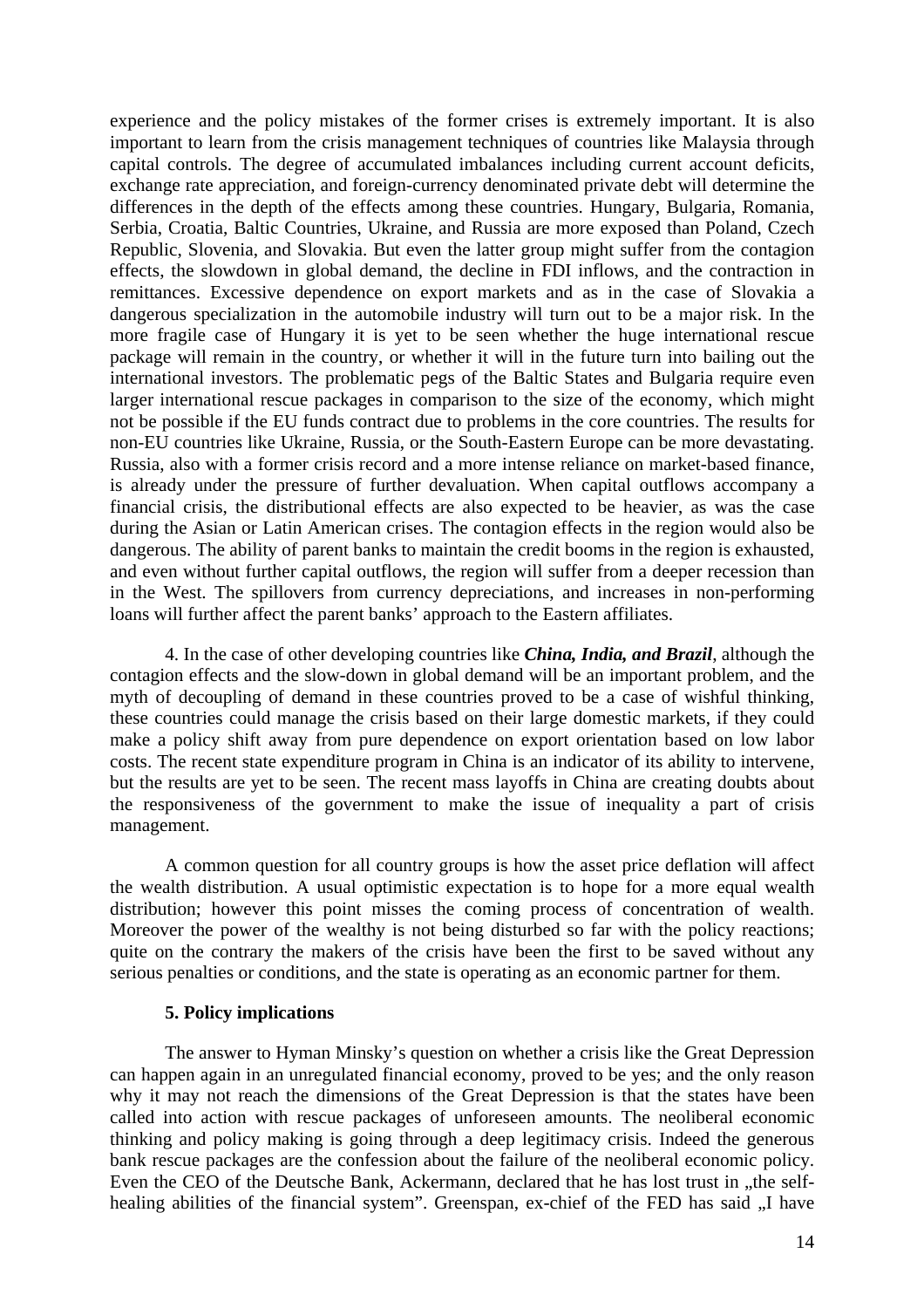experience and the policy mistakes of the former crises is extremely important. It is also important to learn from the crisis management techniques of countries like Malaysia through capital controls. The degree of accumulated imbalances including current account deficits, exchange rate appreciation, and foreign-currency denominated private debt will determine the differences in the depth of the effects among these countries. Hungary, Bulgaria, Romania, Serbia, Croatia, Baltic Countries, Ukraine, and Russia are more exposed than Poland, Czech Republic, Slovenia, and Slovakia. But even the latter group might suffer from the contagion effects, the slowdown in global demand, the decline in FDI inflows, and the contraction in remittances. Excessive dependence on export markets and as in the case of Slovakia a dangerous specialization in the automobile industry will turn out to be a major risk. In the more fragile case of Hungary it is yet to be seen whether the huge international rescue package will remain in the country, or whether it will in the future turn into bailing out the international investors. The problematic pegs of the Baltic States and Bulgaria require even larger international rescue packages in comparison to the size of the economy, which might not be possible if the EU funds contract due to problems in the core countries. The results for non-EU countries like Ukraine, Russia, or the South-Eastern Europe can be more devastating. Russia, also with a former crisis record and a more intense reliance on market-based finance, is already under the pressure of further devaluation. When capital outflows accompany a financial crisis, the distributional effects are also expected to be heavier, as was the case during the Asian or Latin American crises. The contagion effects in the region would also be dangerous. The ability of parent banks to maintain the credit booms in the region is exhausted, and even without further capital outflows, the region will suffer from a deeper recession than in the West. The spillovers from currency depreciations, and increases in non-performing loans will further affect the parent banks' approach to the Eastern affiliates.

4. In the case of other developing countries like ***China, India, and Brazil***, although the contagion effects and the slow-down in global demand will be an important problem, and the myth of decoupling of demand in these countries proved to be a case of wishful thinking, these countries could manage the crisis based on their large domestic markets, if they could make a policy shift away from pure dependence on export orientation based on low labor costs. The recent state expenditure program in China is an indicator of its ability to intervene, but the results are yet to be seen. The recent mass layoffs in China are creating doubts about the responsiveness of the government to make the issue of inequality a part of crisis management.

A common question for all country groups is how the asset price deflation will affect the wealth distribution. A usual optimistic expectation is to hope for a more equal wealth distribution; however this point misses the coming process of concentration of wealth. Moreover the power of the wealthy is not being disturbed so far with the policy reactions; quite on the contrary the makers of the crisis have been the first to be saved without any serious penalties or conditions, and the state is operating as an economic partner for them.

## 5. Policy implications

The answer to Hyman Minsky's question on whether a crisis like the Great Depression can happen again in an unregulated financial economy, proved to be yes; and the only reason why it may not reach the dimensions of the Great Depression is that the states have been called into action with rescue packages of unforeseen amounts. The neoliberal economic thinking and policy making is going through a deep legitimacy crisis. Indeed the generous bank rescue packages are the confession about the failure of the neoliberal economic policy. Even the CEO of the Deutsche Bank, Ackermann, declared that he has lost trust in „the self-healing abilities of the financial system". Greenspan, ex-chief of the FED has said „I have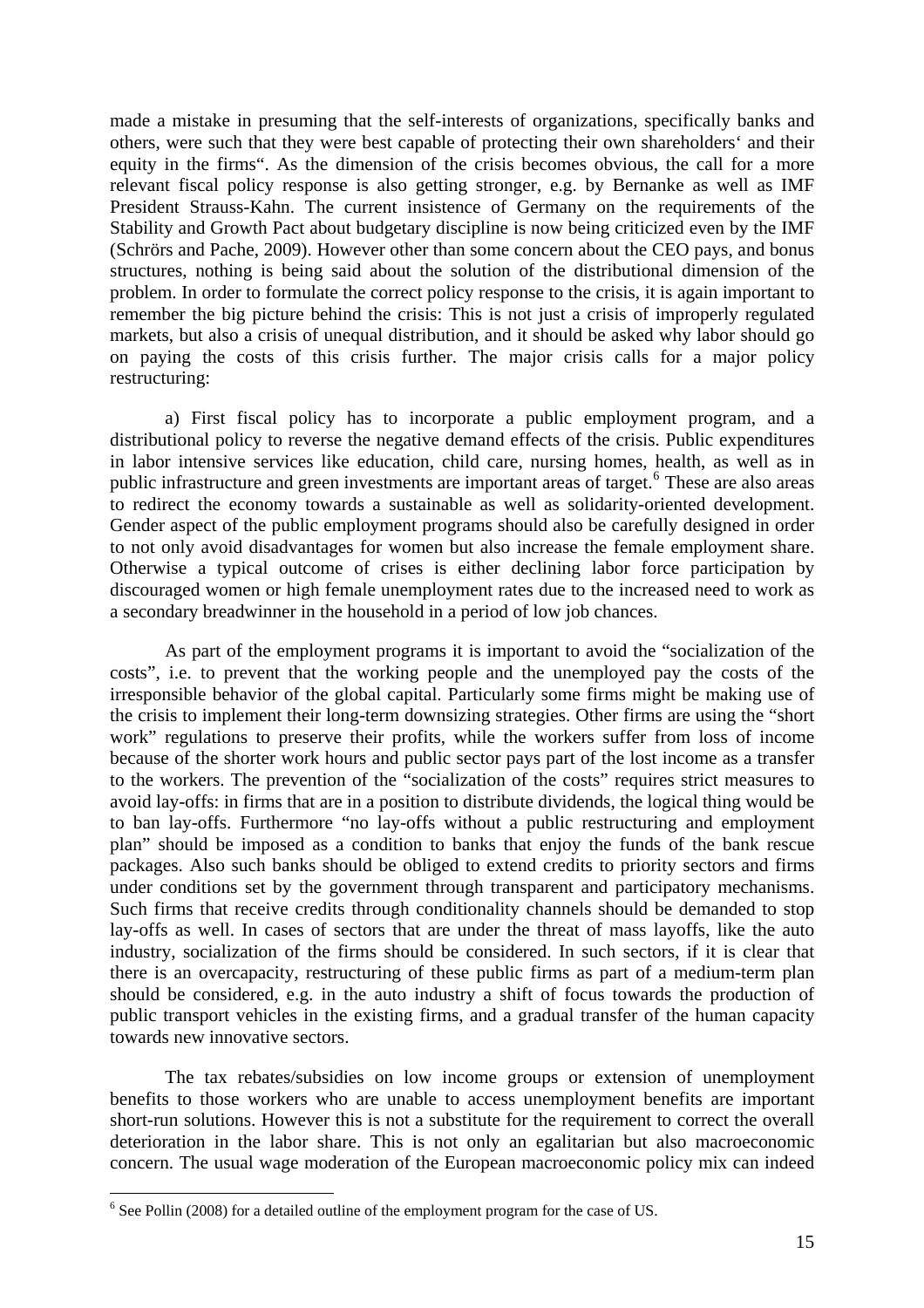made a mistake in presuming that the self-interests of organizations, specifically banks and others, were such that they were best capable of protecting their own shareholders' and their equity in the firms". As the dimension of the crisis becomes obvious, the call for a more relevant fiscal policy response is also getting stronger, e.g. by Bernanke as well as IMF President Strauss-Kahn. The current insistence of Germany on the requirements of the Stability and Growth Pact about budgetary discipline is now being criticized even by the IMF (Schrörs and Pache, 2009). However other than some concern about the CEO pays, and bonus structures, nothing is being said about the solution of the distributional dimension of the problem. In order to formulate the correct policy response to the crisis, it is again important to remember the big picture behind the crisis: This is not just a crisis of improperly regulated markets, but also a crisis of unequal distribution, and it should be asked why labor should go on paying the costs of this crisis further. The major crisis calls for a major policy restructuring:

a) First fiscal policy has to incorporate a public employment program, and a distributional policy to reverse the negative demand effects of the crisis. Public expenditures in labor intensive services like education, child care, nursing homes, health, as well as in public infrastructure and green investments are important areas of target.[6] These are also areas to redirect the economy towards a sustainable as well as solidarity-oriented development. Gender aspect of the public employment programs should also be carefully designed in order to not only avoid disadvantages for women but also increase the female employment share. Otherwise a typical outcome of crises is either declining labor force participation by discouraged women or high female unemployment rates due to the increased need to work as a secondary breadwinner in the household in a period of low job chances.

As part of the employment programs it is important to avoid the "socialization of the costs", i.e. to prevent that the working people and the unemployed pay the costs of the irresponsible behavior of the global capital. Particularly some firms might be making use of the crisis to implement their long-term downsizing strategies. Other firms are using the "short work" regulations to preserve their profits, while the workers suffer from loss of income because of the shorter work hours and public sector pays part of the lost income as a transfer to the workers. The prevention of the "socialization of the costs" requires strict measures to avoid lay-offs: in firms that are in a position to distribute dividends, the logical thing would be to ban lay-offs. Furthermore "no lay-offs without a public restructuring and employment plan" should be imposed as a condition to banks that enjoy the funds of the bank rescue packages. Also such banks should be obliged to extend credits to priority sectors and firms under conditions set by the government through transparent and participatory mechanisms. Such firms that receive credits through conditionality channels should be demanded to stop lay-offs as well. In cases of sectors that are under the threat of mass layoffs, like the auto industry, socialization of the firms should be considered. In such sectors, if it is clear that there is an overcapacity, restructuring of these public firms as part of a medium-term plan should be considered, e.g. in the auto industry a shift of focus towards the production of public transport vehicles in the existing firms, and a gradual transfer of the human capacity towards new innovative sectors.

The tax rebates/subsidies on low income groups or extension of unemployment benefits to those workers who are unable to access unemployment benefits are important short-run solutions. However this is not a substitute for the requirement to correct the overall deterioration in the labor share. This is not only an egalitarian but also macroeconomic concern. The usual wage moderation of the European macroeconomic policy mix can indeed

[6] See Pollin (2008) for a detailed outline of the employment program for the case of US.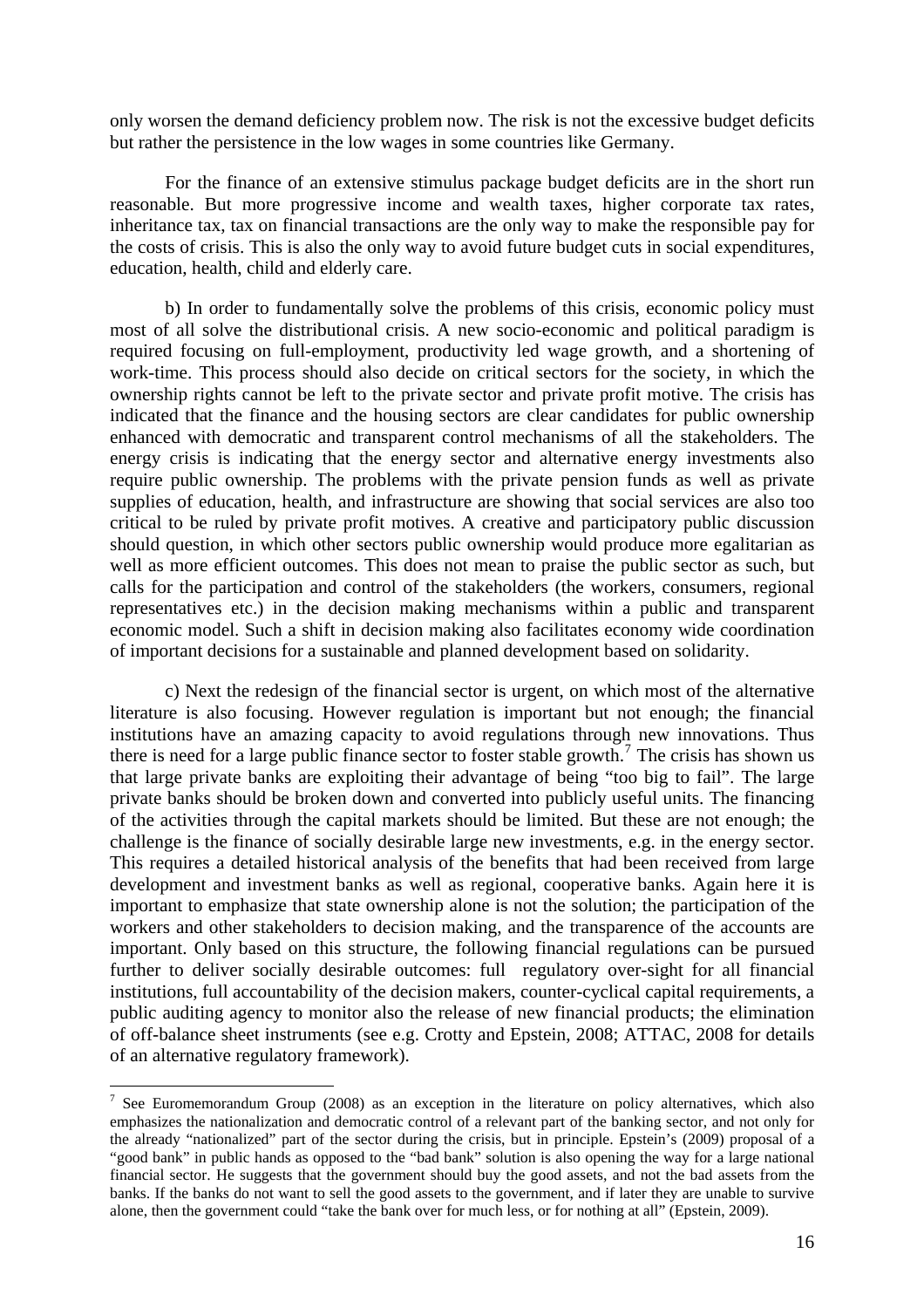only worsen the demand deficiency problem now. The risk is not the excessive budget deficits but rather the persistence in the low wages in some countries like Germany.

For the finance of an extensive stimulus package budget deficits are in the short run reasonable. But more progressive income and wealth taxes, higher corporate tax rates, inheritance tax, tax on financial transactions are the only way to make the responsible pay for the costs of crisis. This is also the only way to avoid future budget cuts in social expenditures, education, health, child and elderly care.

b) In order to fundamentally solve the problems of this crisis, economic policy must most of all solve the distributional crisis. A new socio-economic and political paradigm is required focusing on full-employment, productivity led wage growth, and a shortening of work-time. This process should also decide on critical sectors for the society, in which the ownership rights cannot be left to the private sector and private profit motive. The crisis has indicated that the finance and the housing sectors are clear candidates for public ownership enhanced with democratic and transparent control mechanisms of all the stakeholders. The energy crisis is indicating that the energy sector and alternative energy investments also require public ownership. The problems with the private pension funds as well as private supplies of education, health, and infrastructure are showing that social services are also too critical to be ruled by private profit motives. A creative and participatory public discussion should question, in which other sectors public ownership would produce more egalitarian as well as more efficient outcomes. This does not mean to praise the public sector as such, but calls for the participation and control of the stakeholders (the workers, consumers, regional representatives etc.) in the decision making mechanisms within a public and transparent economic model. Such a shift in decision making also facilitates economy wide coordination of important decisions for a sustainable and planned development based on solidarity.

c) Next the redesign of the financial sector is urgent, on which most of the alternative literature is also focusing. However regulation is important but not enough; the financial institutions have an amazing capacity to avoid regulations through new innovations. Thus there is need for a large public finance sector to foster stable growth.[7] The crisis has shown us that large private banks are exploiting their advantage of being "too big to fail". The large private banks should be broken down and converted into publicly useful units. The financing of the activities through the capital markets should be limited. But these are not enough; the challenge is the finance of socially desirable large new investments, e.g. in the energy sector. This requires a detailed historical analysis of the benefits that had been received from large development and investment banks as well as regional, cooperative banks. Again here it is important to emphasize that state ownership alone is not the solution; the participation of the workers and other stakeholders to decision making, and the transparence of the accounts are important. Only based on this structure, the following financial regulations can be pursued further to deliver socially desirable outcomes: full regulatory over-sight for all financial institutions, full accountability of the decision makers, counter-cyclical capital requirements, a public auditing agency to monitor also the release of new financial products; the elimination of off-balance sheet instruments (see e.g. Crotty and Epstein, 2008; ATTAC, 2008 for details of an alternative regulatory framework).

---

[7] See Euromemorandum Group (2008) as an exception in the literature on policy alternatives, which also emphasizes the nationalization and democratic control of a relevant part of the banking sector, and not only for the already "nationalized" part of the sector during the crisis, but in principle. Epstein's (2009) proposal of a "good bank" in public hands as opposed to the "bad bank" solution is also opening the way for a large national financial sector. He suggests that the government should buy the good assets, and not the bad assets from the banks. If the banks do not want to sell the good assets to the government, and if later they are unable to survive alone, then the government could "take the bank over for much less, or for nothing at all" (Epstein, 2009).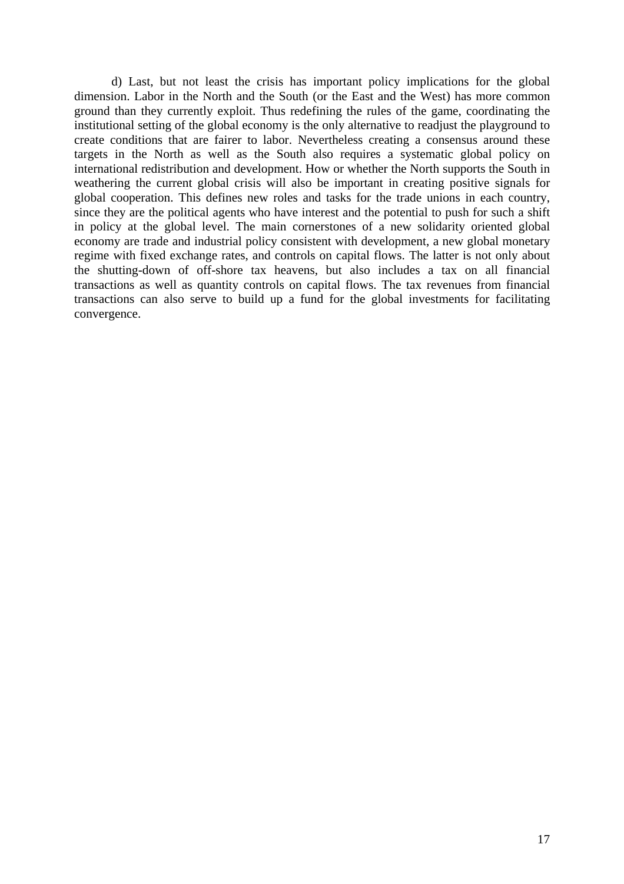d) Last, but not least the crisis has important policy implications for the global dimension. Labor in the North and the South (or the East and the West) has more common ground than they currently exploit. Thus redefining the rules of the game, coordinating the institutional setting of the global economy is the only alternative to readjust the playground to create conditions that are fairer to labor. Nevertheless creating a consensus around these targets in the North as well as the South also requires a systematic global policy on international redistribution and development. How or whether the North supports the South in weathering the current global crisis will also be important in creating positive signals for global cooperation. This defines new roles and tasks for the trade unions in each country, since they are the political agents who have interest and the potential to push for such a shift in policy at the global level. The main cornerstones of a new solidarity oriented global economy are trade and industrial policy consistent with development, a new global monetary regime with fixed exchange rates, and controls on capital flows. The latter is not only about the shutting-down of off-shore tax heavens, but also includes a tax on all financial transactions as well as quantity controls on capital flows. The tax revenues from financial transactions can also serve to build up a fund for the global investments for facilitating convergence.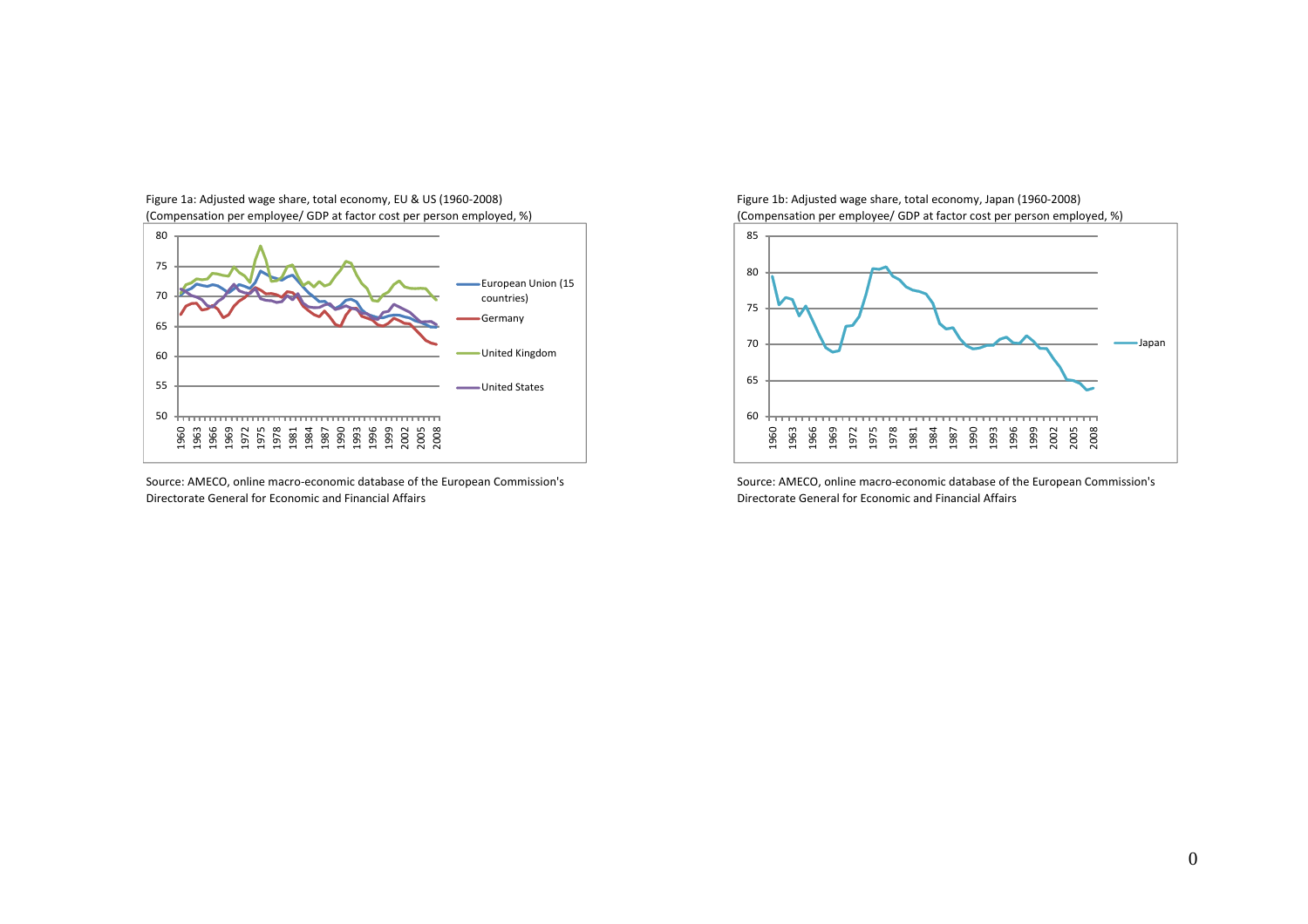Figure 1a: Adjusted wage share, total economy, EU & US (1960-2008)
(Compensation per employee/ GDP at factor cost per person employed, %)

Source: AMECO, online macro-economic database of the European Commission's Directorate General for Economic and Financial Affairs

Figure 1b: Adjusted wage share, total economy, Japan (1960-2008)
(Compensation per employee/ GDP at factor cost per person employed, %)

Source: AMECO, online macro-economic database of the European Commission's Directorate General for Economic and Financial Affairs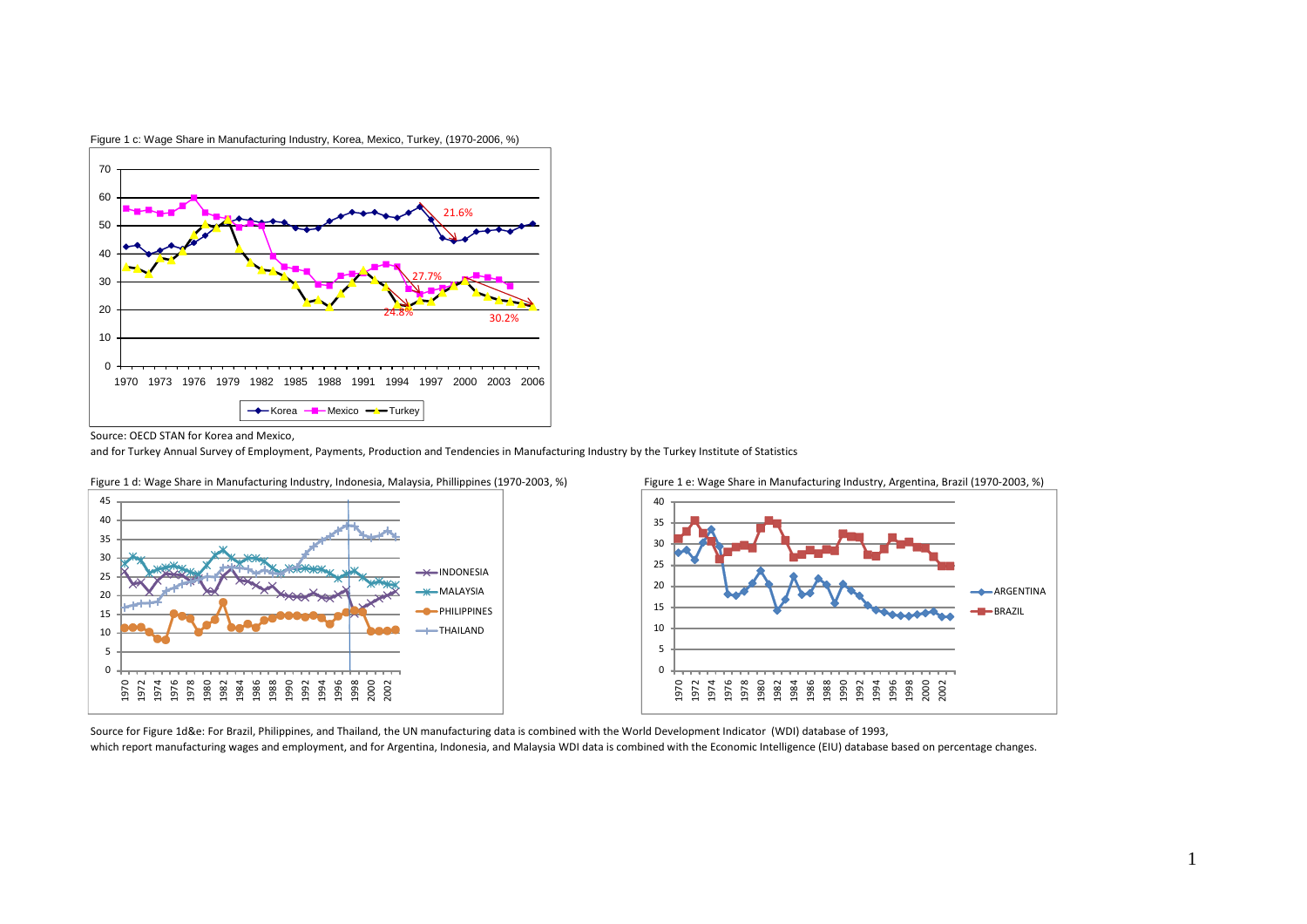Figure 1 c: Wage Share in Manufacturing Industry, Korea, Mexico, Turkey, (1970-2006, %)

Source: OECD STAN for Korea and Mexico,
and for Turkey Annual Survey of Employment, Payments, Production and Tendencies in Manufacturing Industry by the Turkey Institute of Statistics

Figure 1 d: Wage Share in Manufacturing Industry, Indonesia, Malaysia, Phillippines (1970-2003, %)

Figure 1 e: Wage Share in Manufacturing Industry, Argentina, Brazil (1970-2003, %)

Source for Figure 1d&e: For Brazil, Philippines, and Thailand, the UN manufacturing data is combined with the World Development Indicator (WDI) database of 1993, which report manufacturing wages and employment, and for Argentina, Indonesia, and Malaysia WDI data is combined with the Economic Intelligence (EIU) database based on percentage changes.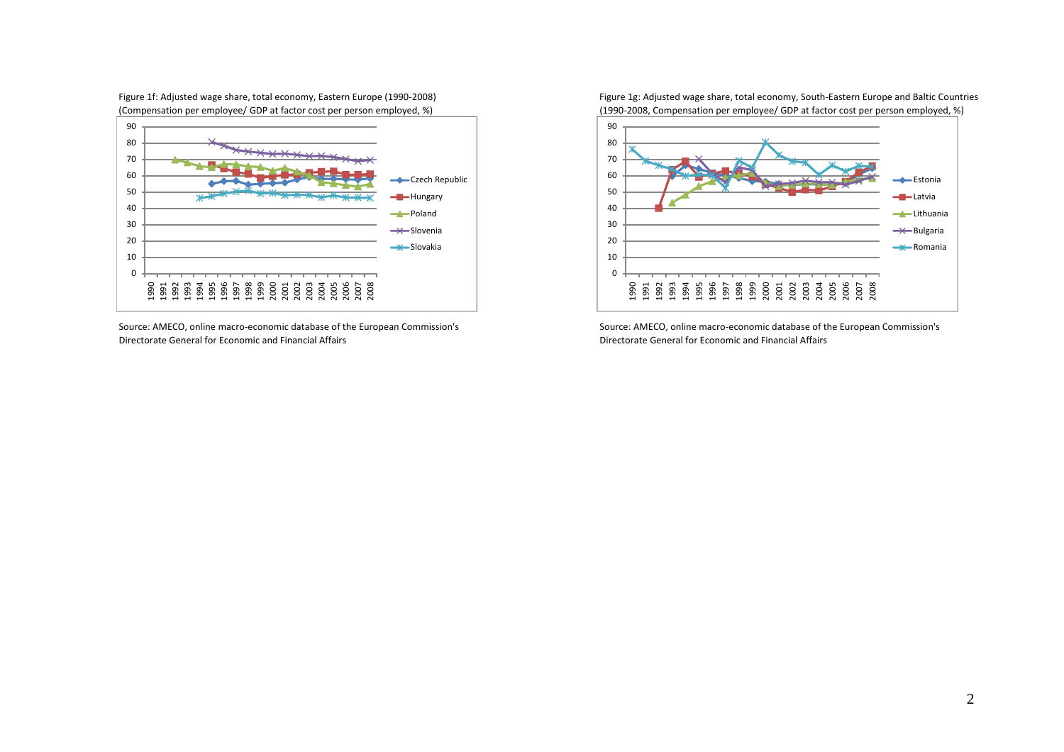Figure 1f: Adjusted wage share, total economy, Eastern Europe (1990-2008)
(Compensation per employee/ GDP at factor cost per person employed, %)

Source: AMECO, online macro-economic database of the European Commission's Directorate General for Economic and Financial Affairs

Figure 1g: Adjusted wage share, total economy, South-Eastern Europe and Baltic Countries
(1990-2008, Compensation per employee/ GDP at factor cost per person employed, %)

Source: AMECO, online macro-economic database of the European Commission's Directorate General for Economic and Financial Affairs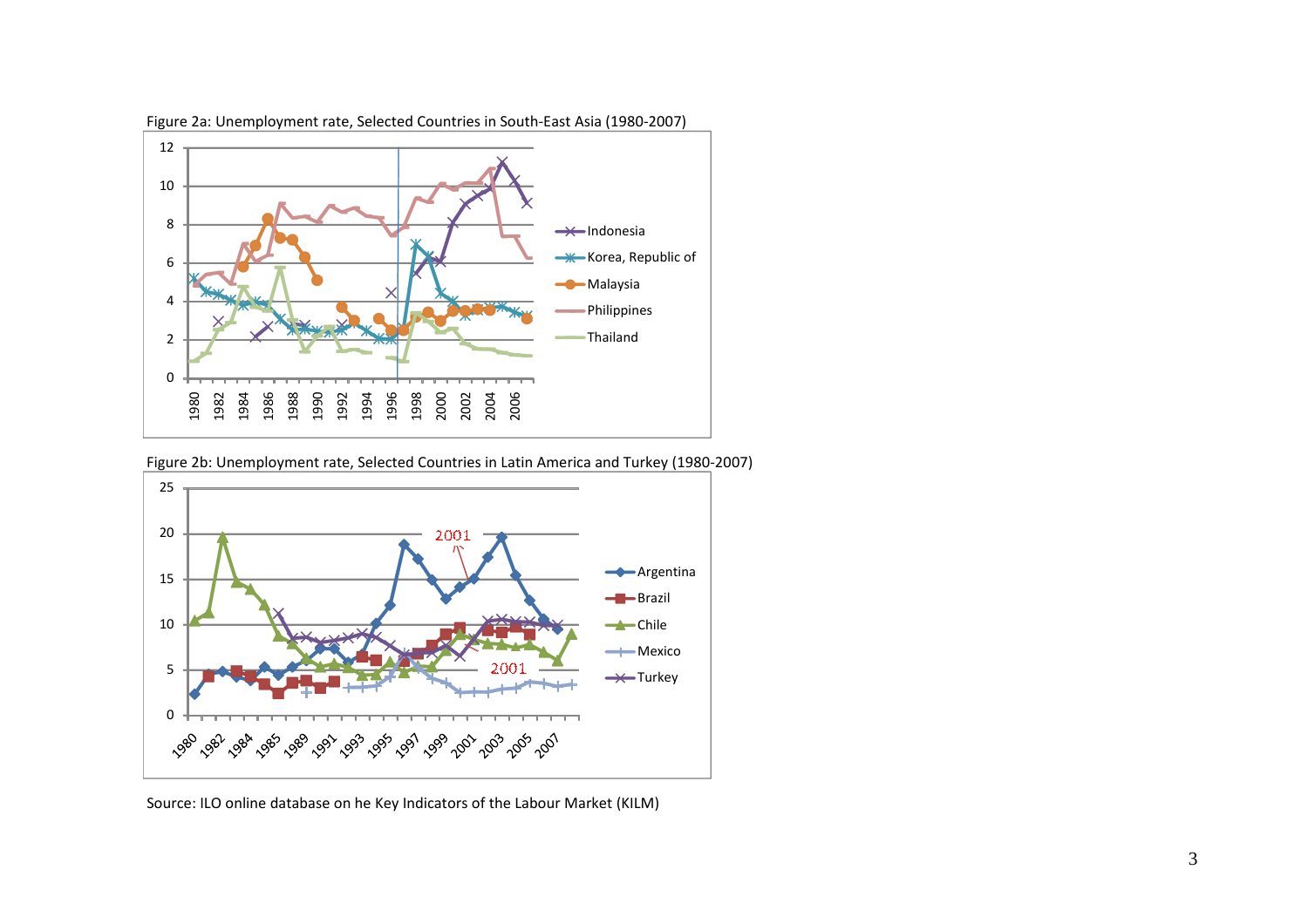Figure 2a: Unemployment rate, Selected Countries in South-East Asia (1980-2007)

Figure 2b: Unemployment rate, Selected Countries in Latin America and Turkey (1980-2007)

Source: ILO online database on he Key Indicators of the Labour Market (KILM)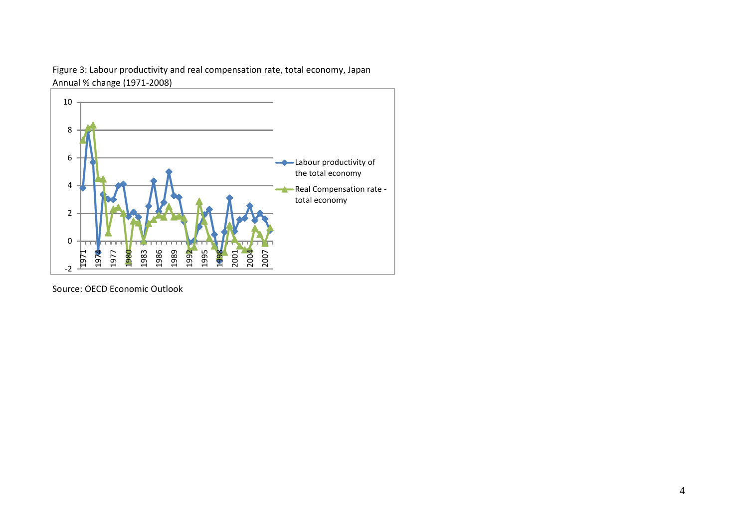Figure 3: Labour productivity and real compensation rate, total economy, Japan
Annual % change (1971-2008)

Source: OECD Economic Outlook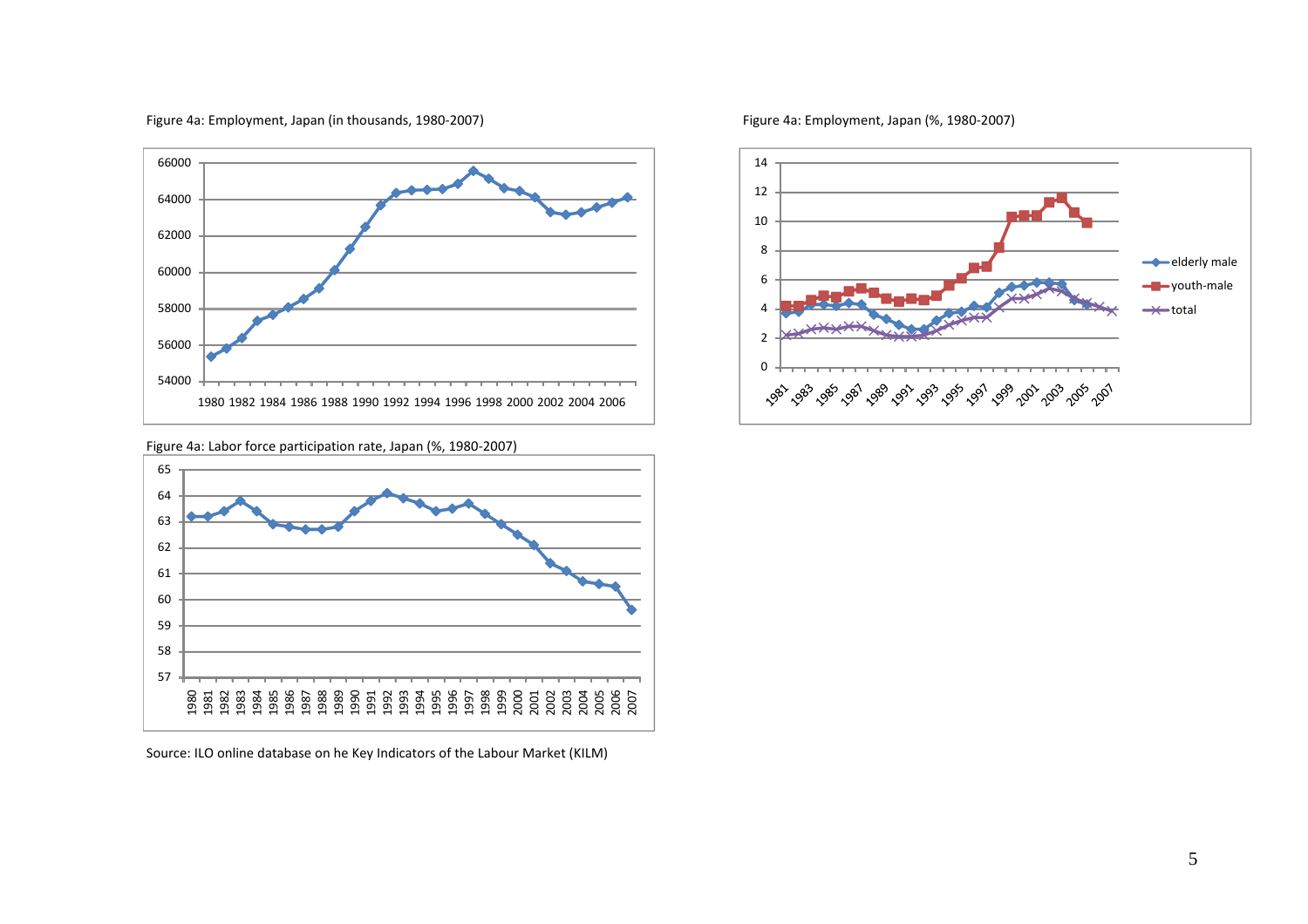Figure 4a: Employment, Japan (in thousands, 1980-2007)

Figure 4a: Employment, Japan (%, 1980-2007)

Figure 4a: Labor force participation rate, Japan (%, 1980-2007)

Source: ILO online database on he Key Indicators of the Labour Market (KILM)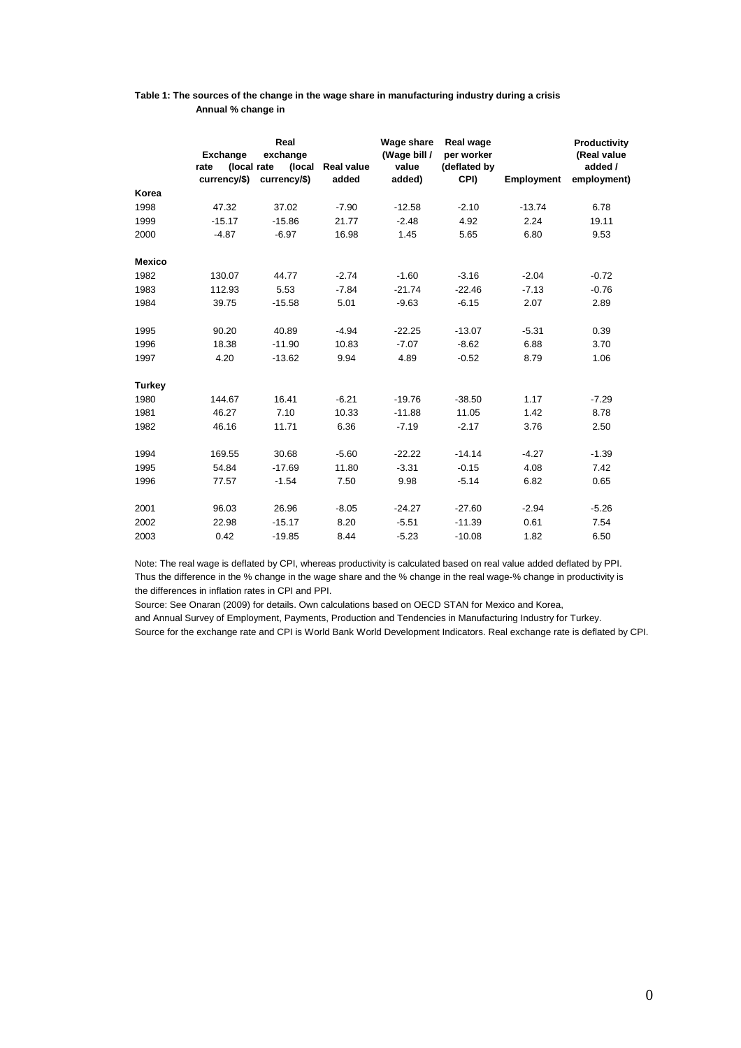**Table 1: The sources of the change in the wage share in manufacturing industry during a crisis**
**Annual % change in**

| | Exchange rate (local currency/$) | Real exchange rate (local currency/$) | Real value added | Wage share (Wage bill / value added) | Real wage per worker (deflated by CPI) | Employment | Productivity (Real value added / employment) |
|---|---|---|---|---|---|---|---|
| **Korea** | | | | | | | |
| 1998 | 47.32 | 37.02 | -7.90 | -12.58 | -2.10 | -13.74 | 6.78 |
| 1999 | -15.17 | -15.86 | 21.77 | -2.48 | 4.92 | 2.24 | 19.11 |
| 2000 | -4.87 | -6.97 | 16.98 | 1.45 | 5.65 | 6.80 | 9.53 |
| | | | | | | | |
| **Mexico** | | | | | | | |
| 1982 | 130.07 | 44.77 | -2.74 | -1.60 | -3.16 | -2.04 | -0.72 |
| 1983 | 112.93 | 5.53 | -7.84 | -21.74 | -22.46 | -7.13 | -0.76 |
| 1984 | 39.75 | -15.58 | 5.01 | -9.63 | -6.15 | 2.07 | 2.89 |
| | | | | | | | |
| 1995 | 90.20 | 40.89 | -4.94 | -22.25 | -13.07 | -5.31 | 0.39 |
| 1996 | 18.38 | -11.90 | 10.83 | -7.07 | -8.62 | 6.88 | 3.70 |
| 1997 | 4.20 | -13.62 | 9.94 | 4.89 | -0.52 | 8.79 | 1.06 |
| | | | | | | | |
| **Turkey** | | | | | | | |
| 1980 | 144.67 | 16.41 | -6.21 | -19.76 | -38.50 | 1.17 | -7.29 |
| 1981 | 46.27 | 7.10 | 10.33 | -11.88 | 11.05 | 1.42 | 8.78 |
| 1982 | 46.16 | 11.71 | 6.36 | -7.19 | -2.17 | 3.76 | 2.50 |
| | | | | | | | |
| 1994 | 169.55 | 30.68 | -5.60 | -22.22 | -14.14 | -4.27 | -1.39 |
| 1995 | 54.84 | -17.69 | 11.80 | -3.31 | -0.15 | 4.08 | 7.42 |
| 1996 | 77.57 | -1.54 | 7.50 | 9.98 | -5.14 | 6.82 | 0.65 |
| | | | | | | | |
| 2001 | 96.03 | 26.96 | -8.05 | -24.27 | -27.60 | -2.94 | -5.26 |
| 2002 | 22.98 | -15.17 | 8.20 | -5.51 | -11.39 | 0.61 | 7.54 |
| 2003 | 0.42 | -19.85 | 8.44 | -5.23 | -10.08 | 1.82 | 6.50 |

Note: The real wage is deflated by CPI, whereas productivity is calculated based on real value added deflated by PPI. Thus the difference in the % change in the wage share and the % change in the real wage-% change in productivity is the differences in inflation rates in CPI and PPI.

Source: See Onaran (2009) for details. Own calculations based on OECD STAN for Mexico and Korea, and Annual Survey of Employment, Payments, Production and Tendencies in Manufacturing Industry for Turkey.

Source for the exchange rate and CPI is World Bank World Development Indicators. Real exchange rate is deflated by CPI.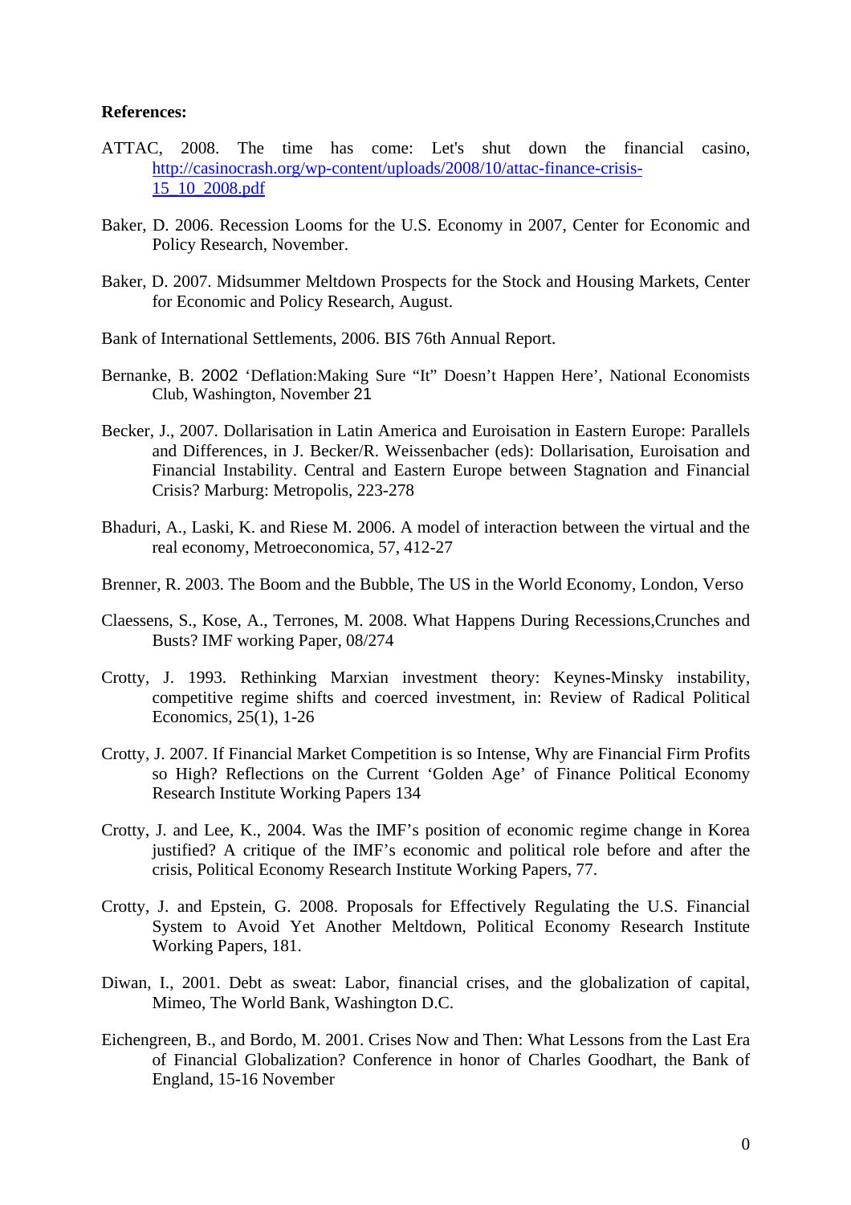**References:**

ATTAC, 2008. The time has come: Let's shut down the financial casino, http://casinocrash.org/wp-content/uploads/2008/10/attac-finance-crisis-15_10_2008.pdf

Baker, D. 2006. Recession Looms for the U.S. Economy in 2007, Center for Economic and Policy Research, November.

Baker, D. 2007. Midsummer Meltdown Prospects for the Stock and Housing Markets, Center for Economic and Policy Research, August.

Bank of International Settlements, 2006. BIS 76th Annual Report.

Bernanke, B. 2002 'Deflation:Making Sure "It" Doesn't Happen Here', National Economists Club, Washington, November 21

Becker, J., 2007. Dollarisation in Latin America and Euroisation in Eastern Europe: Parallels and Differences, in J. Becker/R. Weissenbacher (eds): Dollarisation, Euroisation and Financial Instability. Central and Eastern Europe between Stagnation and Financial Crisis? Marburg: Metropolis, 223-278

Bhaduri, A., Laski, K. and Riese M. 2006. A model of interaction between the virtual and the real economy, Metroeconomica, 57, 412-27

Brenner, R. 2003. The Boom and the Bubble, The US in the World Economy, London, Verso

Claessens, S., Kose, A., Terrones, M. 2008. What Happens During Recessions,Crunches and Busts? IMF working Paper, 08/274

Crotty, J. 1993. Rethinking Marxian investment theory: Keynes-Minsky instability, competitive regime shifts and coerced investment, in: Review of Radical Political Economics, 25(1), 1-26

Crotty, J. 2007. If Financial Market Competition is so Intense, Why are Financial Firm Profits so High? Reflections on the Current 'Golden Age' of Finance Political Economy Research Institute Working Papers 134

Crotty, J. and Lee, K., 2004. Was the IMF's position of economic regime change in Korea justified? A critique of the IMF's economic and political role before and after the crisis, Political Economy Research Institute Working Papers, 77.

Crotty, J. and Epstein, G. 2008. Proposals for Effectively Regulating the U.S. Financial System to Avoid Yet Another Meltdown, Political Economy Research Institute Working Papers, 181.

Diwan, I., 2001. Debt as sweat: Labor, financial crises, and the globalization of capital, Mimeo, The World Bank, Washington D.C.

Eichengreen, B., and Bordo, M. 2001. Crises Now and Then: What Lessons from the Last Era of Financial Globalization? Conference in honor of Charles Goodhart, the Bank of England, 15-16 November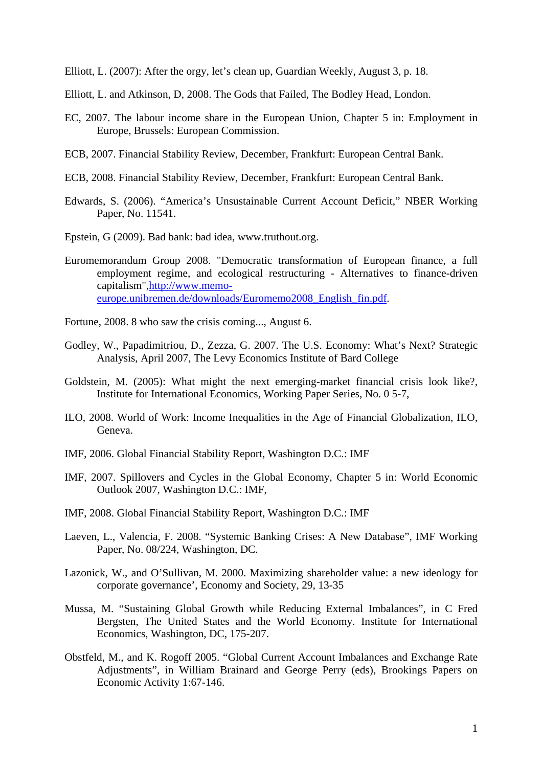Elliott, L. (2007): After the orgy, let's clean up, Guardian Weekly, August 3, p. 18.

Elliott, L. and Atkinson, D, 2008. The Gods that Failed, The Bodley Head, London.

EC, 2007. The labour income share in the European Union, Chapter 5 in: Employment in Europe, Brussels: European Commission.

ECB, 2007. Financial Stability Review, December, Frankfurt: European Central Bank.

ECB, 2008. Financial Stability Review, December, Frankfurt: European Central Bank.

Edwards, S. (2006). "America's Unsustainable Current Account Deficit," NBER Working Paper, No. 11541.

Epstein, G (2009). Bad bank: bad idea, www.truthout.org.

Euromemorandum Group 2008. "Democratic transformation of European finance, a full employment regime, and ecological restructuring - Alternatives to finance-driven capitalism",http://www.memo-europe.unibremen.de/downloads/Euromemo2008_English_fin.pdf.

Fortune, 2008. 8 who saw the crisis coming..., August 6.

Godley, W., Papadimitriou, D., Zezza, G. 2007. The U.S. Economy: What's Next? Strategic Analysis, April 2007, The Levy Economics Institute of Bard College

Goldstein, M. (2005): What might the next emerging-market financial crisis look like?, Institute for International Economics, Working Paper Series, No. 0 5-7,

ILO, 2008. World of Work: Income Inequalities in the Age of Financial Globalization, ILO, Geneva.

IMF, 2006. Global Financial Stability Report, Washington D.C.: IMF

IMF, 2007. Spillovers and Cycles in the Global Economy, Chapter 5 in: World Economic Outlook 2007, Washington D.C.: IMF,

IMF, 2008. Global Financial Stability Report, Washington D.C.: IMF

Laeven, L., Valencia, F. 2008. "Systemic Banking Crises: A New Database", IMF Working Paper, No. 08/224, Washington, DC.

Lazonick, W., and O'Sullivan, M. 2000. Maximizing shareholder value: a new ideology for corporate governance', Economy and Society, 29, 13-35

Mussa, M. "Sustaining Global Growth while Reducing External Imbalances", in C Fred Bergsten, The United States and the World Economy. Institute for International Economics, Washington, DC, 175-207.

Obstfeld, M., and K. Rogoff 2005. "Global Current Account Imbalances and Exchange Rate Adjustments", in William Brainard and George Perry (eds), Brookings Papers on Economic Activity 1:67-146.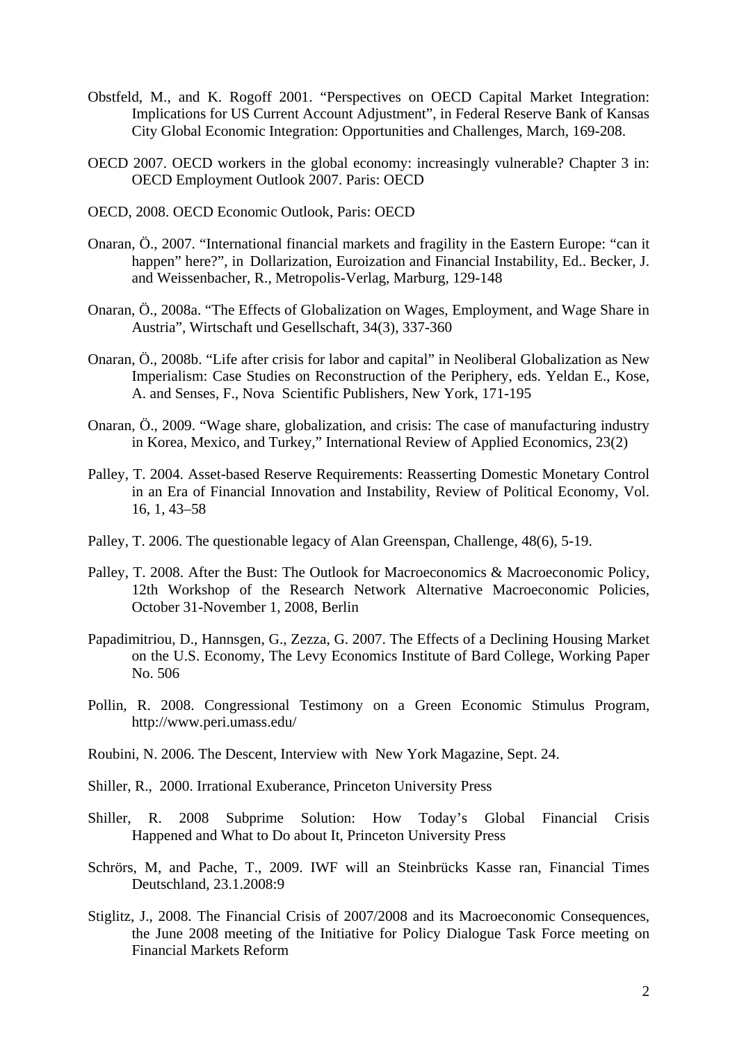Obstfeld, M., and K. Rogoff 2001. “Perspectives on OECD Capital Market Integration: Implications for US Current Account Adjustment”, in Federal Reserve Bank of Kansas City Global Economic Integration: Opportunities and Challenges, March, 169-208.

OECD 2007. OECD workers in the global economy: increasingly vulnerable? Chapter 3 in: OECD Employment Outlook 2007. Paris: OECD

OECD, 2008. OECD Economic Outlook, Paris: OECD

Onaran, Ö., 2007. “International financial markets and fragility in the Eastern Europe: “can it happen” here?”, in Dollarization, Euroization and Financial Instability, Ed.. Becker, J. and Weissenbacher, R., Metropolis-Verlag, Marburg, 129-148

Onaran, Ö., 2008a. “The Effects of Globalization on Wages, Employment, and Wage Share in Austria”, Wirtschaft und Gesellschaft, 34(3), 337-360

Onaran, Ö., 2008b. “Life after crisis for labor and capital” in Neoliberal Globalization as New Imperialism: Case Studies on Reconstruction of the Periphery, eds. Yeldan E., Kose, A. and Senses, F., Nova Scientific Publishers, New York, 171-195

Onaran, Ö., 2009. “Wage share, globalization, and crisis: The case of manufacturing industry in Korea, Mexico, and Turkey,” International Review of Applied Economics, 23(2)

Palley, T. 2004. Asset-based Reserve Requirements: Reasserting Domestic Monetary Control in an Era of Financial Innovation and Instability, Review of Political Economy, Vol. 16, 1, 43–58

Palley, T. 2006. The questionable legacy of Alan Greenspan, Challenge, 48(6), 5-19.

Palley, T. 2008. After the Bust: The Outlook for Macroeconomics & Macroeconomic Policy, 12th Workshop of the Research Network Alternative Macroeconomic Policies, October 31-November 1, 2008, Berlin

Papadimitriou, D., Hannsgen, G., Zezza, G. 2007. The Effects of a Declining Housing Market on the U.S. Economy, The Levy Economics Institute of Bard College, Working Paper No. 506

Pollin, R. 2008. Congressional Testimony on a Green Economic Stimulus Program, http://www.peri.umass.edu/

Roubini, N. 2006. The Descent, Interview with New York Magazine, Sept. 24.

Shiller, R., 2000. Irrational Exuberance, Princeton University Press

Shiller, R. 2008 Subprime Solution: How Today's Global Financial Crisis Happened and What to Do about It, Princeton University Press

Schrörs, M, and Pache, T., 2009. IWF will an Steinbrücks Kasse ran, Financial Times Deutschland, 23.1.2008:9

Stiglitz, J., 2008. The Financial Crisis of 2007/2008 and its Macroeconomic Consequences, the June 2008 meeting of the Initiative for Policy Dialogue Task Force meeting on Financial Markets Reform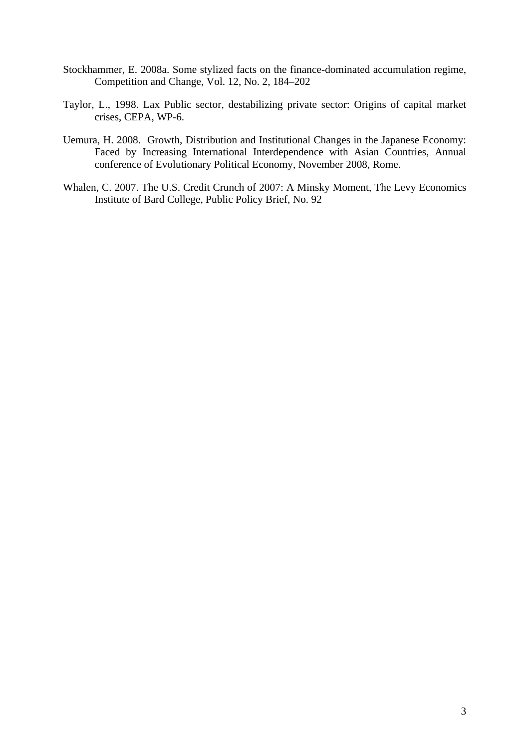Stockhammer, E. 2008a. Some stylized facts on the finance-dominated accumulation regime, Competition and Change, Vol. 12, No. 2, 184–202

Taylor, L., 1998. Lax Public sector, destabilizing private sector: Origins of capital market crises, CEPA, WP-6.

Uemura, H. 2008. Growth, Distribution and Institutional Changes in the Japanese Economy: Faced by Increasing International Interdependence with Asian Countries, Annual conference of Evolutionary Political Economy, November 2008, Rome.

Whalen, C. 2007. The U.S. Credit Crunch of 2007: A Minsky Moment, The Levy Economics Institute of Bard College, Public Policy Brief, No. 92